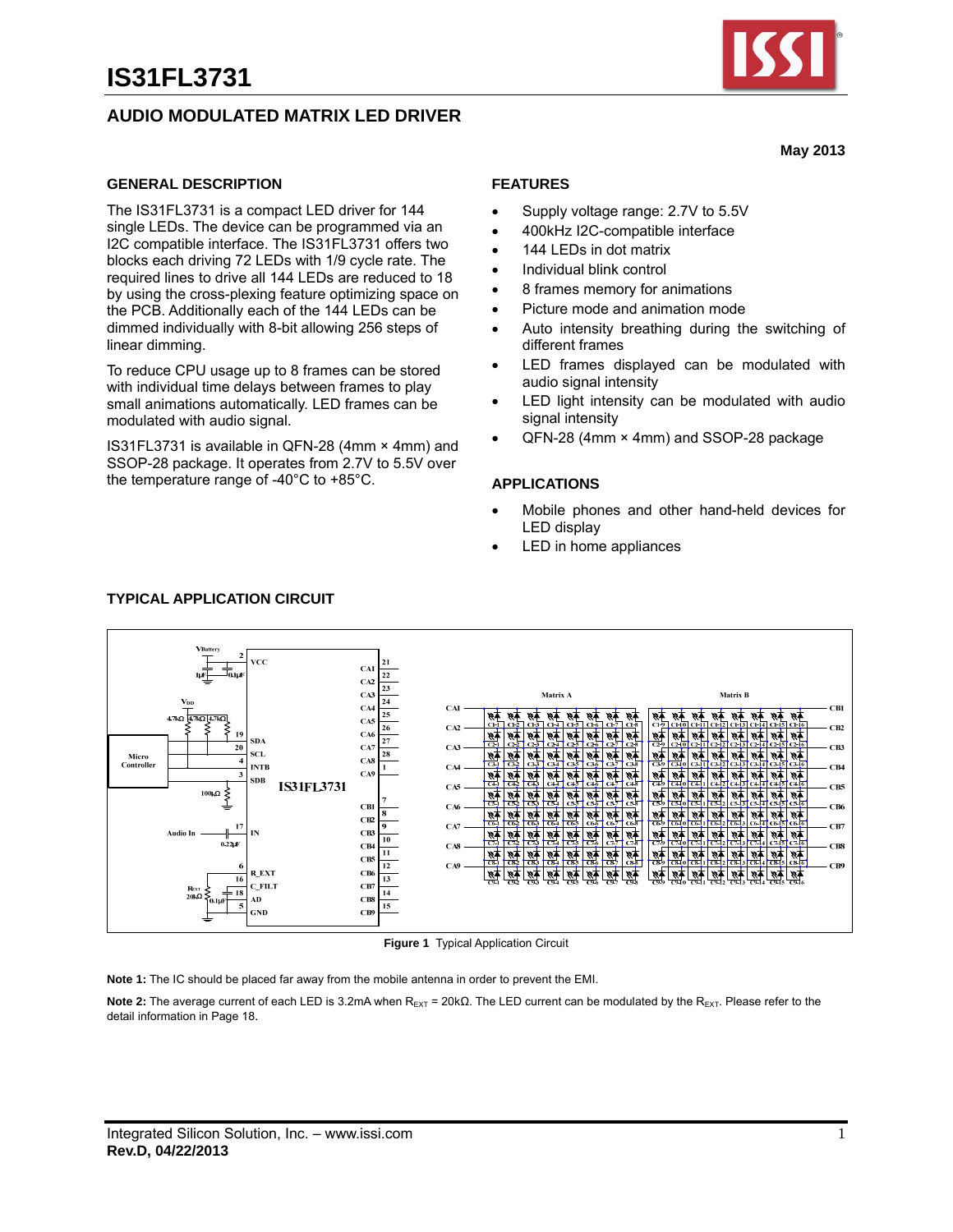# IS31FL3731

## AUDIO MODULATED MATRIX LED DRIVER

**May 2013**

### GENERAL DESCRIPTION

The IS31FL3731 is a compact LED driver for 144 single LEDs. The device can be programmed via an I2C compatible interface. The IS31FL3731 offers two blocks each driving 72 LEDs with 1/9 cycle rate. The required lines to drive all 144 LEDs are reduced to 18 by using the cross-plexing feature optimizing space on the PCB. Additionally each of the 144 LEDs can be dimmed individually with 8-bit allowing 256 steps of linear dimming.

To reduce CPU usage up to 8 frames can be stored with individual time delays between frames to play small animations automatically. LED frames can be modulated with audio signal.

IS31FL3731 is available in QFN-28 (4mm × 4mm) and SSOP-28 package. It operates from 2.7V to 5.5V over the temperature range of -40°C to +85°C.

### FEATURES

- Supply voltage range: 2.7V to 5.5V
- 400kHz I2C-compatible interface
- 144 LEDs in dot matrix
- Individual blink control
- 8 frames memory for animations
- Picture mode and animation mode
- Auto intensity breathing during the switching of different frames
- LED frames displayed can be modulated with audio signal intensity
- LED light intensity can be modulated with audio signal intensity
- QFN-28 (4mm × 4mm) and SSOP-28 package

### APPLICATIONS

- Mobile phones and other hand-held devices for LED display
- LED in home appliances

### TYPICAL APPLICATION CIRCUIT

**Figure 1** Typical Application Circuit

**Note 1:** The IC should be placed far away from the mobile antenna in order to prevent the EMI.

**Note 2:** The average current of each LED is 3.2mA when $R_{EXT}$ = 20kΩ. The LED current can be modulated by the $R_{EXT}$. Please refer to the detail information in Page 18.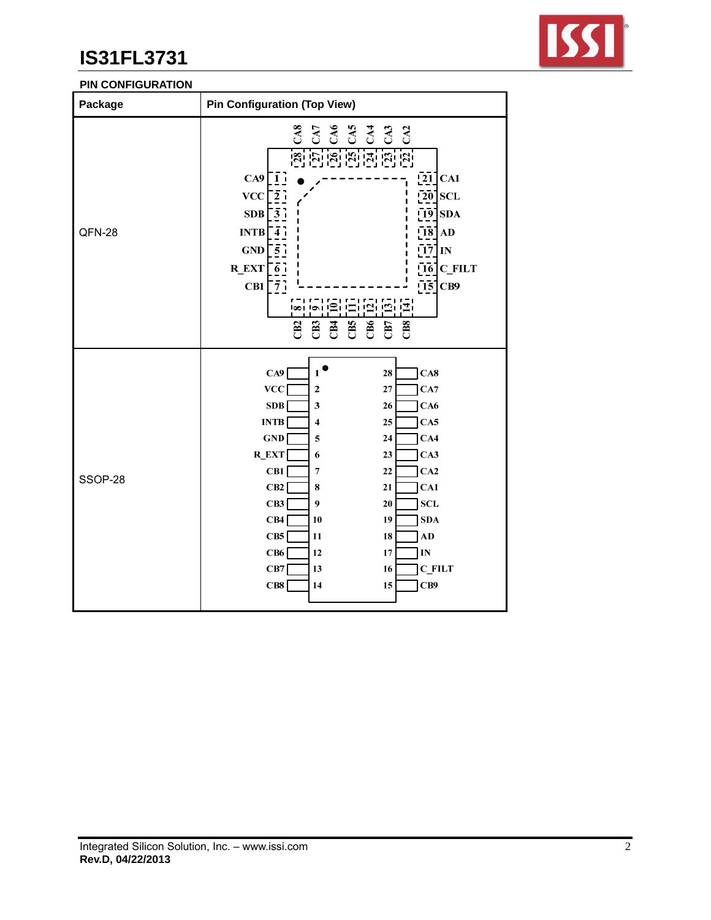## PIN CONFIGURATION

| Package | Pin Configuration (Top View) |
|---|---|
| QFN-28 | CA8 28, CA7 27, CA6 26, CA5 25, CA4 24, CA3 23, CA2 22; CA9 1, VCC 2, SDB 3, INTB 4, GND 5, R_EXT 6, CB1 7; CA1 21, SCL 20, SDA 19, AD 18, IN 17, C_FILT 16, CB9 15; CB2 8, CB3 9, CB4 10, CB5 11, CB6 12, CB7 13, CB8 14 |
| SSOP-28 | CA9 1, VCC 2, SDB 3, INTB 4, GND 5, R_EXT 6, CB1 7, CB2 8, CB3 9, CB4 10, CB5 11, CB6 12, CB7 13, CB8 14; CA8 28, CA7 27, CA6 26, CA5 25, CA4 24, CA3 23, CA2 22, CA1 21, SCL 20, SDA 19, AD 18, IN 17, C_FILT 16, CB9 15 |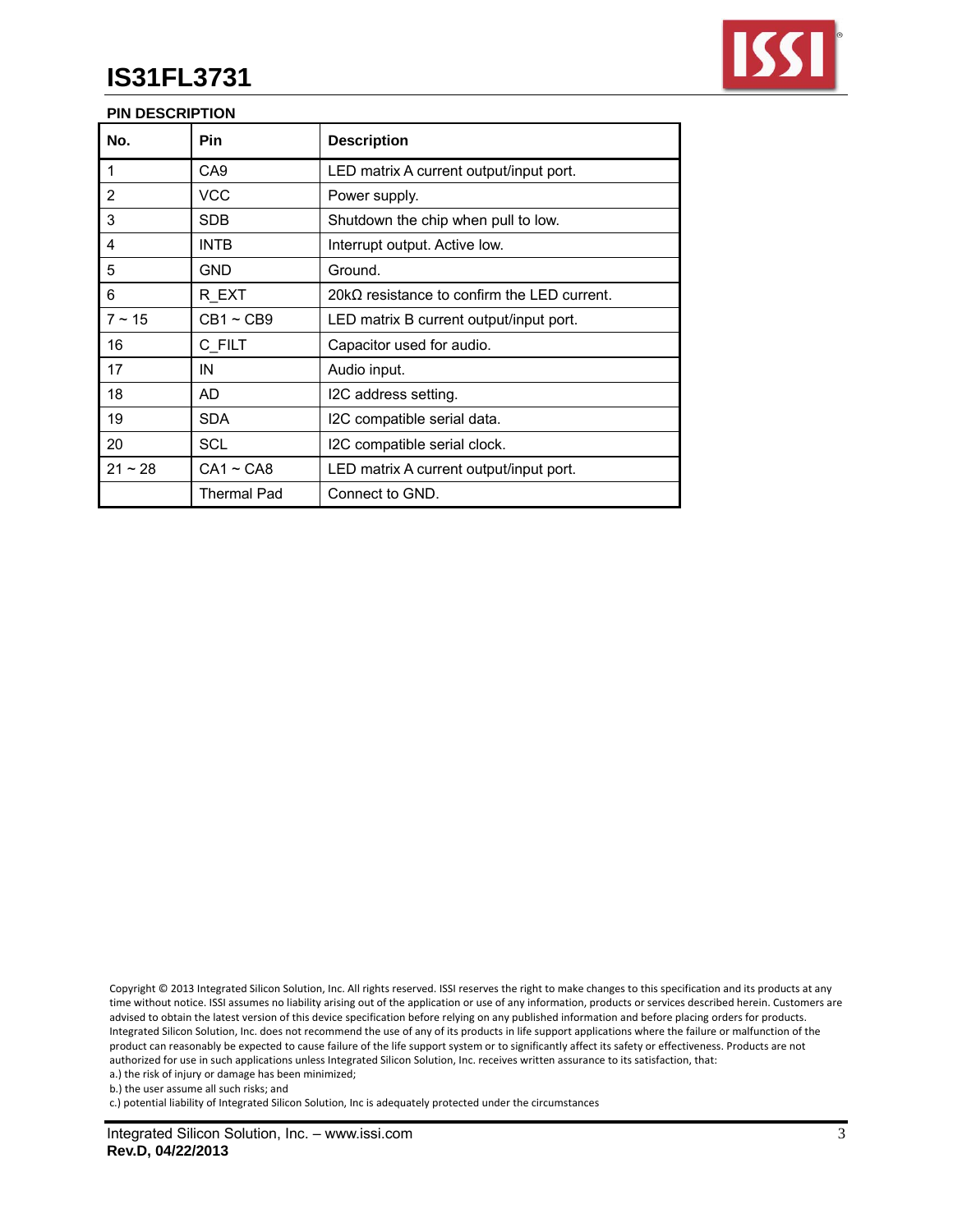## PIN DESCRIPTION

| No. | Pin | Description |
|---|---|---|
| 1 | CA9 | LED matrix A current output/input port. |
| 2 | VCC | Power supply. |
| 3 | SDB | Shutdown the chip when pull to low. |
| 4 | INTB | Interrupt output. Active low. |
| 5 | GND | Ground. |
| 6 | R_EXT | 20kΩ resistance to confirm the LED current. |
| 7 ~ 15 | CB1 ~ CB9 | LED matrix B current output/input port. |
| 16 | C_FILT | Capacitor used for audio. |
| 17 | IN | Audio input. |
| 18 | AD | I2C address setting. |
| 19 | SDA | I2C compatible serial data. |
| 20 | SCL | I2C compatible serial clock. |
| 21 ~ 28 | CA1 ~ CA8 | LED matrix A current output/input port. |
| | Thermal Pad | Connect to GND. |

Copyright © 2013 Integrated Silicon Solution, Inc. All rights reserved. ISSI reserves the right to make changes to this specification and its products at any time without notice. ISSI assumes no liability arising out of the application or use of any information, products or services described herein. Customers are advised to obtain the latest version of this device specification before relying on any published information and before placing orders for products.
Integrated Silicon Solution, Inc. does not recommend the use of any of its products in life support applications where the failure or malfunction of the product can reasonably be expected to cause failure of the life support system or to significantly affect its safety or effectiveness. Products are not authorized for use in such applications unless Integrated Silicon Solution, Inc. receives written assurance to its satisfaction, that:
a.) the risk of injury or damage has been minimized;
b.) the user assume all such risks; and
c.) potential liability of Integrated Silicon Solution, Inc is adequately protected under the circumstances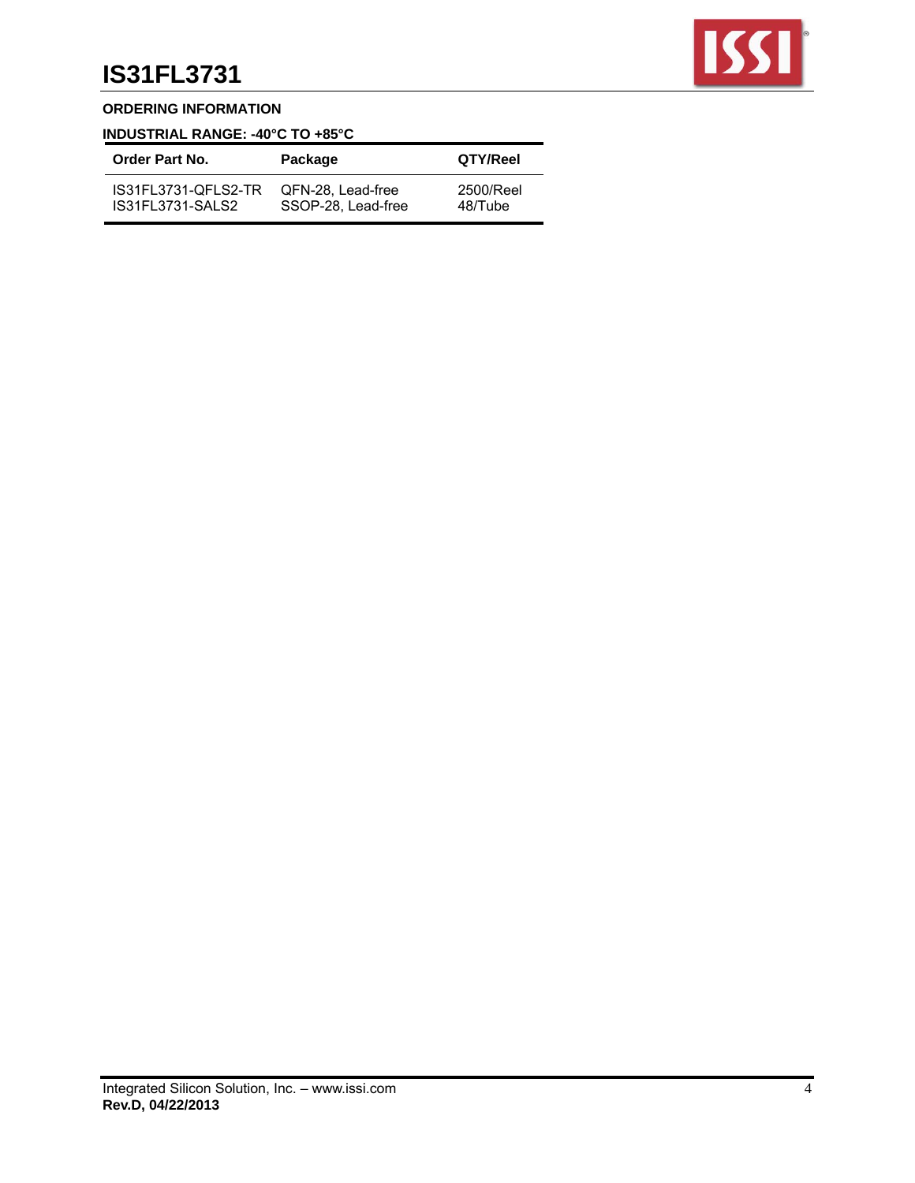## ORDERING INFORMATION

### INDUSTRIAL RANGE: -40°C TO +85°C

| Order Part No. | Package | QTY/Reel |
|---|---|---|
| IS31FL3731-QFLS2-TR | QFN-28, Lead-free | 2500/Reel |
| IS31FL3731-SALS2 | SSOP-28, Lead-free | 48/Tube |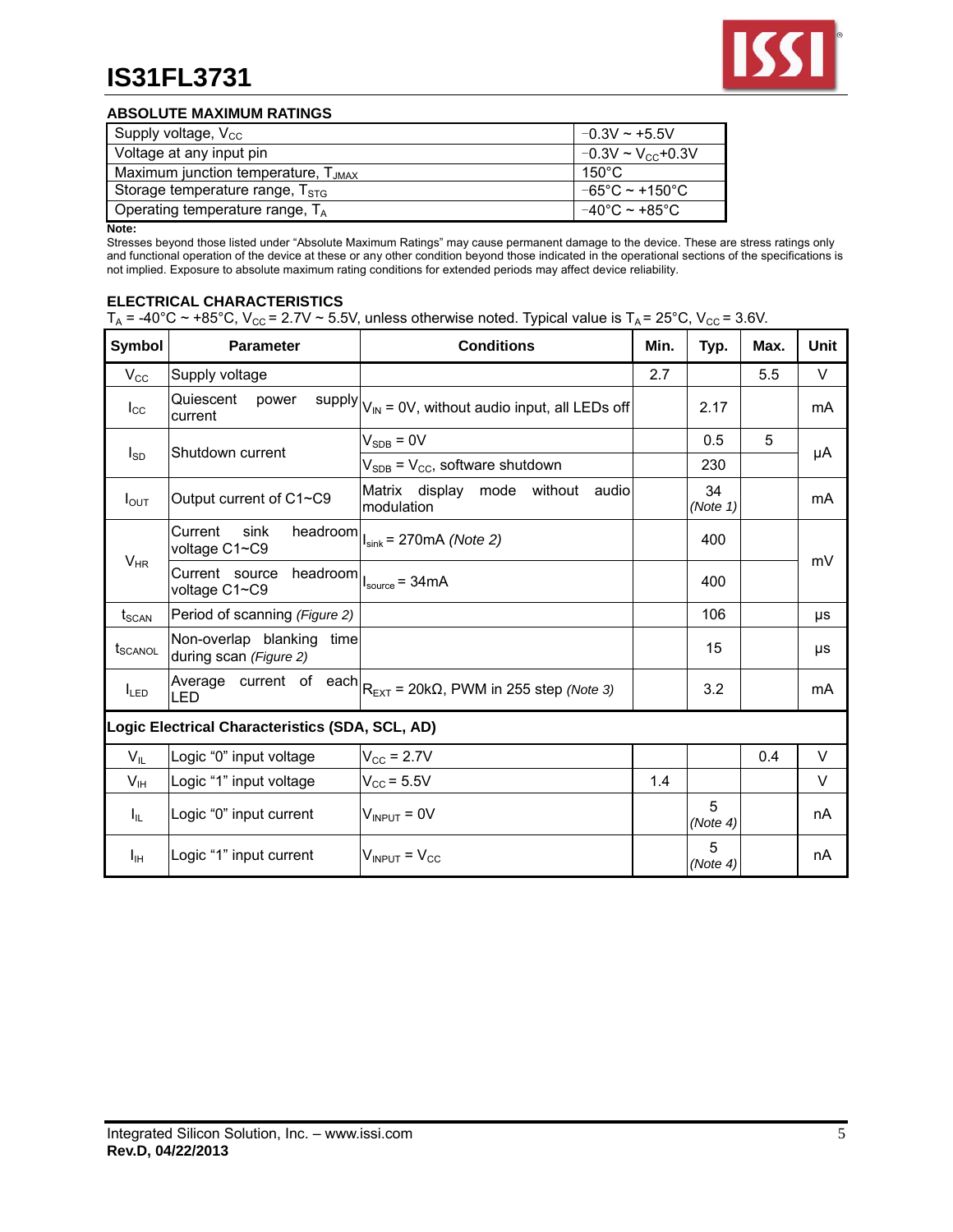## ABSOLUTE MAXIMUM RATINGS

| | |
|---|---|
| Supply voltage, $V_{CC}$ | −0.3V ~ +5.5V |
| Voltage at any input pin | −0.3V ~ $V_{CC}$+0.3V |
| Maximum junction temperature, $T_{JMAX}$ | 150°C |
| Storage temperature range, $T_{STG}$ | −65°C ~ +150°C |
| Operating temperature range, $T_A$ | −40°C ~ +85°C |

**Note:**

Stresses beyond those listed under "Absolute Maximum Ratings" may cause permanent damage to the device. These are stress ratings only and functional operation of the device at these or any other condition beyond those indicated in the operational sections of the specifications is not implied. Exposure to absolute maximum rating conditions for extended periods may affect device reliability.

## ELECTRICAL CHARACTERISTICS

$T_A$ = -40°C ~ +85°C, $V_{CC}$ = 2.7V ~ 5.5V, unless otherwise noted. Typical value is $T_A$ = 25°C, $V_{CC}$ = 3.6V.

| Symbol | Parameter | Conditions | Min. | Typ. | Max. | Unit |
|---|---|---|---|---|---|---|
| $V_{CC}$ | Supply voltage | | 2.7 | | 5.5 | V |
| $I_{CC}$ | Quiescent power supply current | $V_{IN}$ = 0V, without audio input, all LEDs off | | 2.17 | | mA |
| $I_{SD}$ | Shutdown current | $V_{SDB}$ = 0V | | 0.5 | 5 | μA |
| | | $V_{SDB}$ = $V_{CC}$, software shutdown | | 230 | | |
| $I_{OUT}$ | Output current of C1~C9 | Matrix display mode without audio modulation | | 34 *(Note 1)* | | mA |
| $V_{HR}$ | Current sink headroom voltage C1~C9 | $I_{sink}$ = 270mA *(Note 2)* | | 400 | | mV |
| | Current source headroom voltage C1~C9 | $I_{source}$ = 34mA | | 400 | | |
| $t_{SCAN}$ | Period of scanning *(Figure 2)* | | | 106 | | μs |
| $t_{SCANOL}$ | Non-overlap blanking time during scan *(Figure 2)* | | | 15 | | μs |
| $I_{LED}$ | Average current of each LED | $R_{EXT}$ = 20kΩ, PWM in 255 step *(Note 3)* | | 3.2 | | mA |
| **Logic Electrical Characteristics (SDA, SCL, AD)** | | | | | | |
| $V_{IL}$ | Logic "0" input voltage | $V_{CC}$ = 2.7V | | | 0.4 | V |
| $V_{IH}$ | Logic "1" input voltage | $V_{CC}$ = 5.5V | 1.4 | | | V |
| $I_{IL}$ | Logic "0" input current | $V_{INPUT}$ = 0V | | 5 *(Note 4)* | | nA |
| $I_{IH}$ | Logic "1" input current | $V_{INPUT}$ = $V_{CC}$ | | 5 *(Note 4)* | | nA |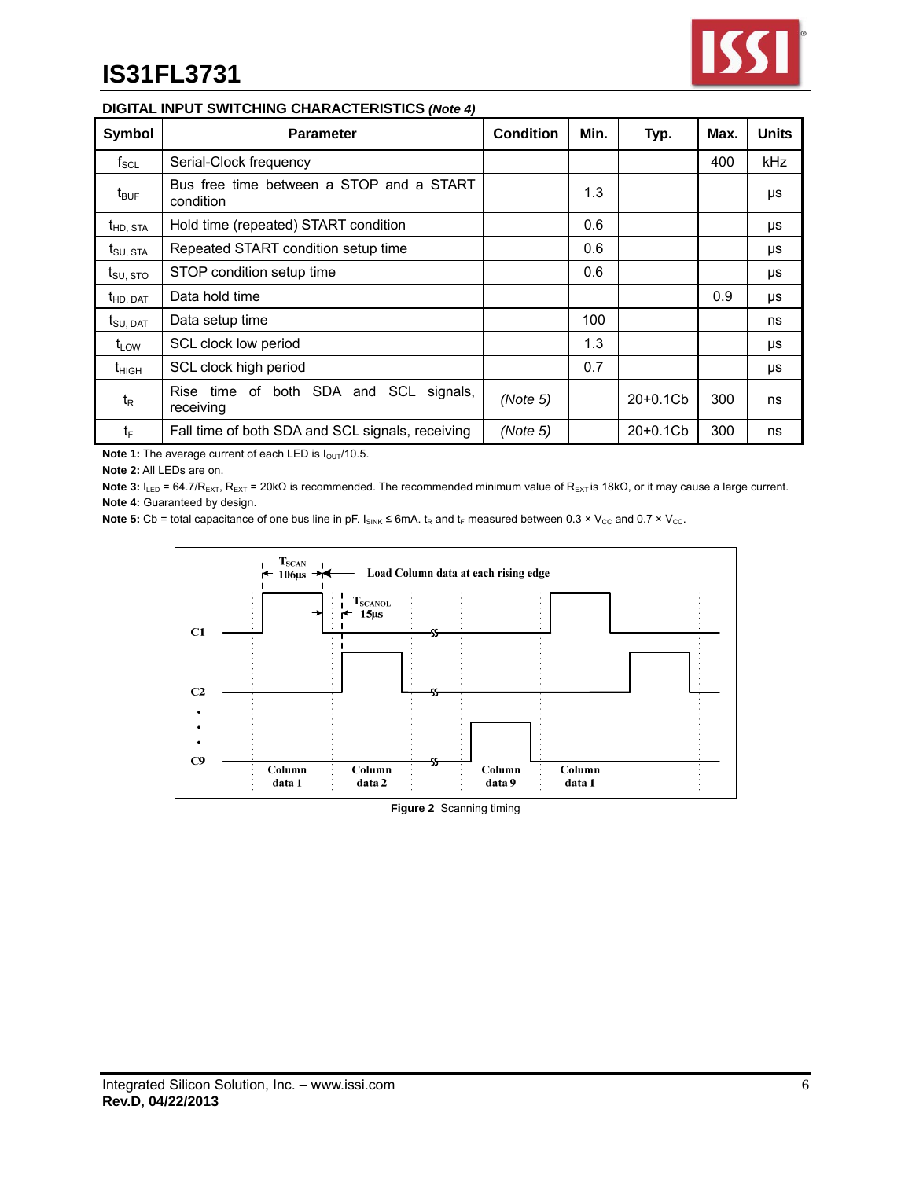## DIGITAL INPUT SWITCHING CHARACTERISTICS *(Note 4)*

| Symbol | Parameter | Condition | Min. | Typ. | Max. | Units |
|---|---|---|---|---|---|---|
| $f_{SCL}$ | Serial-Clock frequency | | | | 400 | kHz |
| $t_{BUF}$ | Bus free time between a STOP and a START condition | | 1.3 | | | μs |
| $t_{HD, STA}$ | Hold time (repeated) START condition | | 0.6 | | | μs |
| $t_{SU, STA}$ | Repeated START condition setup time | | 0.6 | | | μs |
| $t_{SU, STO}$ | STOP condition setup time | | 0.6 | | | μs |
| $t_{HD, DAT}$ | Data hold time | | | | 0.9 | μs |
| $t_{SU, DAT}$ | Data setup time | | 100 | | | ns |
| $t_{LOW}$ | SCL clock low period | | 1.3 | | | μs |
| $t_{HIGH}$ | SCL clock high period | | 0.7 | | | μs |
| $t_R$ | Rise time of both SDA and SCL signals, receiving | *(Note 5)* | | 20+0.1Cb | 300 | ns |
| $t_F$ | Fall time of both SDA and SCL signals, receiving | *(Note 5)* | | 20+0.1Cb | 300 | ns |

**Note 1:** The average current of each LED is $I_{OUT}/10.5$.

**Note 2:** All LEDs are on.

**Note 3:** $I_{LED} = 64.7/R_{EXT}$, $R_{EXT} = 20k\Omega$ is recommended. The recommended minimum value of $R_{EXT}$ is 18kΩ, or it may cause a large current.

**Note 4:** Guaranteed by design.

**Note 5:** Cb = total capacitance of one bus line in pF. $I_{SINK} \leq 6mA$. $t_R$ and $t_F$ measured between $0.3 \times V_{CC}$ and $0.7 \times V_{CC}$.

**Figure 2** Scanning timing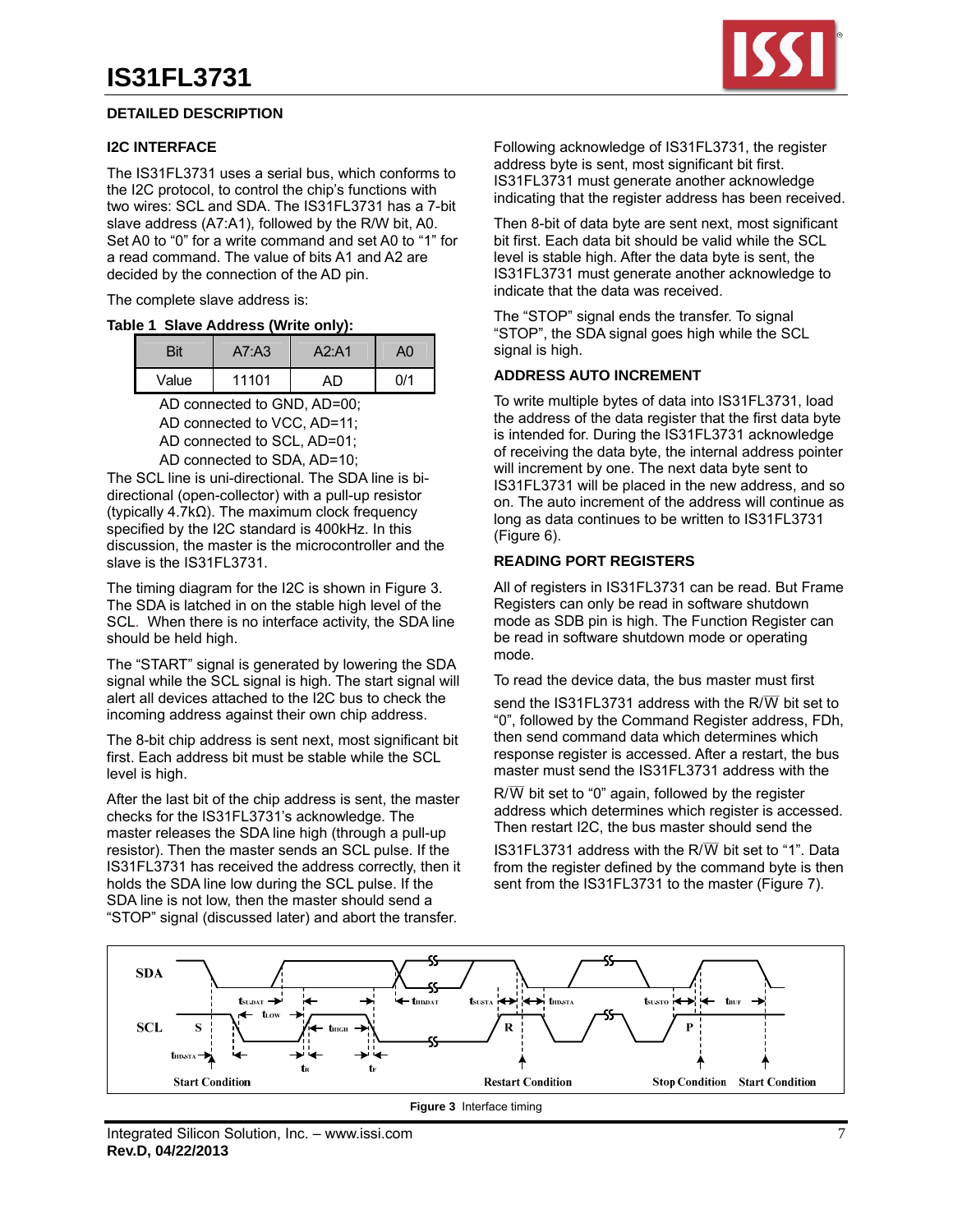## DETAILED DESCRIPTION

### I2C INTERFACE

The IS31FL3731 uses a serial bus, which conforms to the I2C protocol, to control the chip's functions with two wires: SCL and SDA. The IS31FL3731 has a 7-bit slave address (A7:A1), followed by the R/W bit, A0. Set A0 to "0" for a write command and set A0 to "1" for a read command. The value of bits A1 and A2 are decided by the connection of the AD pin.

The complete slave address is:

**Table 1 Slave Address (Write only):**

| Bit | A7:A3 | A2:A1 | A0 |
|---|---|---|---|
| Value | 11101 | AD | 0/1 |

AD connected to GND, AD=00;
AD connected to VCC, AD=11;
AD connected to SCL, AD=01;
AD connected to SDA, AD=10;

The SCL line is uni-directional. The SDA line is bi-directional (open-collector) with a pull-up resistor (typically 4.7kΩ). The maximum clock frequency specified by the I2C standard is 400kHz. In this discussion, the master is the microcontroller and the slave is the IS31FL3731.

The timing diagram for the I2C is shown in Figure 3. The SDA is latched in on the stable high level of the SCL. When there is no interface activity, the SDA line should be held high.

The "START" signal is generated by lowering the SDA signal while the SCL signal is high. The start signal will alert all devices attached to the I2C bus to check the incoming address against their own chip address.

The 8-bit chip address is sent next, most significant bit first. Each address bit must be stable while the SCL level is high.

After the last bit of the chip address is sent, the master checks for the IS31FL3731's acknowledge. The master releases the SDA line high (through a pull-up resistor). Then the master sends an SCL pulse. If the IS31FL3731 has received the address correctly, then it holds the SDA line low during the SCL pulse. If the SDA line is not low, then the master should send a "STOP" signal (discussed later) and abort the transfer.

Following acknowledge of IS31FL3731, the register address byte is sent, most significant bit first. IS31FL3731 must generate another acknowledge indicating that the register address has been received.

Then 8-bit of data byte are sent next, most significant bit first. Each data bit should be valid while the SCL level is stable high. After the data byte is sent, the IS31FL3731 must generate another acknowledge to indicate that the data was received.

The "STOP" signal ends the transfer. To signal "STOP", the SDA signal goes high while the SCL signal is high.

### ADDRESS AUTO INCREMENT

To write multiple bytes of data into IS31FL3731, load the address of the data register that the first data byte is intended for. During the IS31FL3731 acknowledge of receiving the data byte, the internal address pointer will increment by one. The next data byte sent to IS31FL3731 will be placed in the new address, and so on. The auto increment of the address will continue as long as data continues to be written to IS31FL3731 (Figure 6).

### READING PORT REGISTERS

All of registers in IS31FL3731 can be read. But Frame Registers can only be read in software shutdown mode as SDB pin is high. The Function Register can be read in software shutdown mode or operating mode.

To read the device data, the bus master must first send the IS31FL3731 address with the R/W̄ bit set to "0", followed by the Command Register address, FDh, then send command data which determines which response register is accessed. After a restart, the bus master must send the IS31FL3731 address with the R/W̄ bit set to "0" again, followed by the register address which determines which register is accessed. Then restart I2C, the bus master should send the IS31FL3731 address with the R/W̄ bit set to "1". Data from the register defined by the command byte is then sent from the IS31FL3731 to the master (Figure 7).

**Figure 3** Interface timing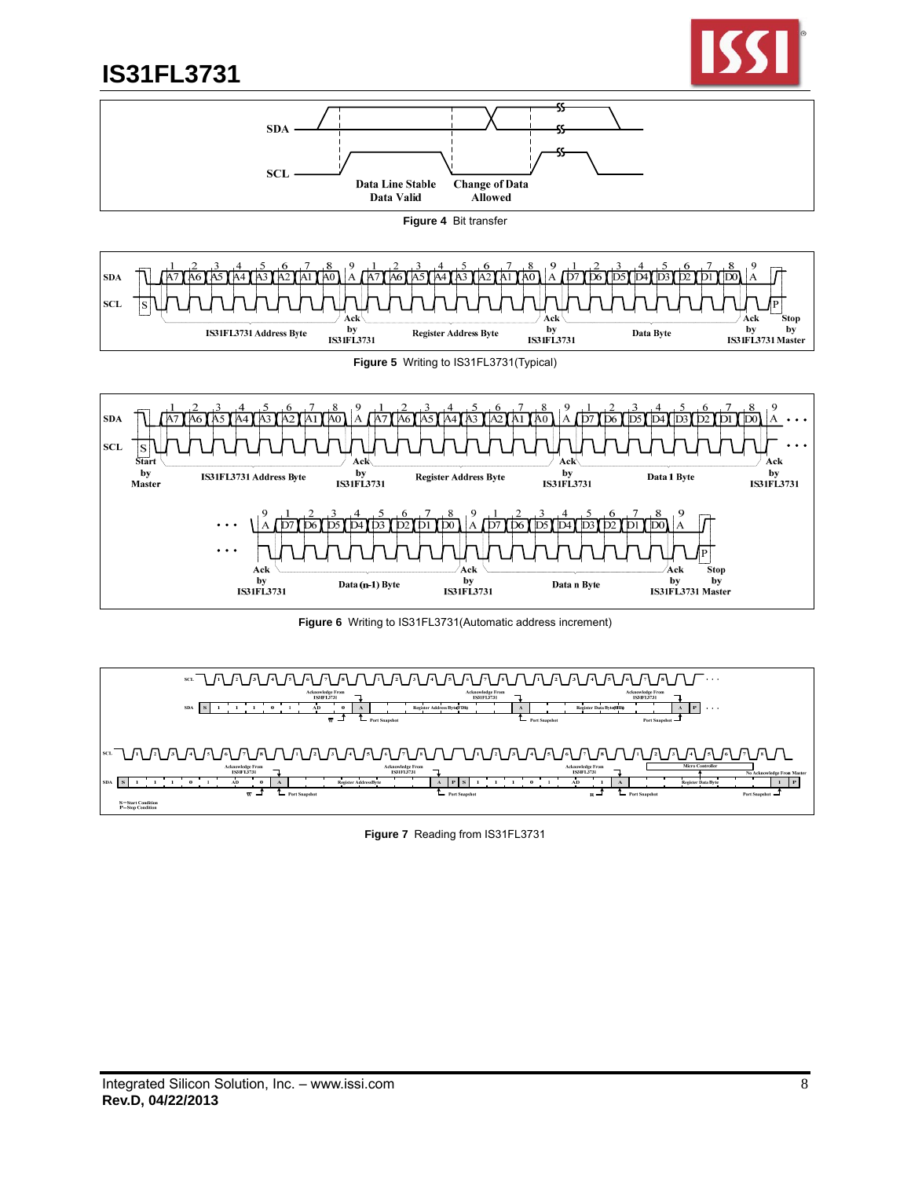**Figure 4** Bit transfer

**Figure 5** Writing to IS31FL3731(Typical)

**Figure 6** Writing to IS31FL3731(Automatic address increment)

**Figure 7** Reading from IS31FL3731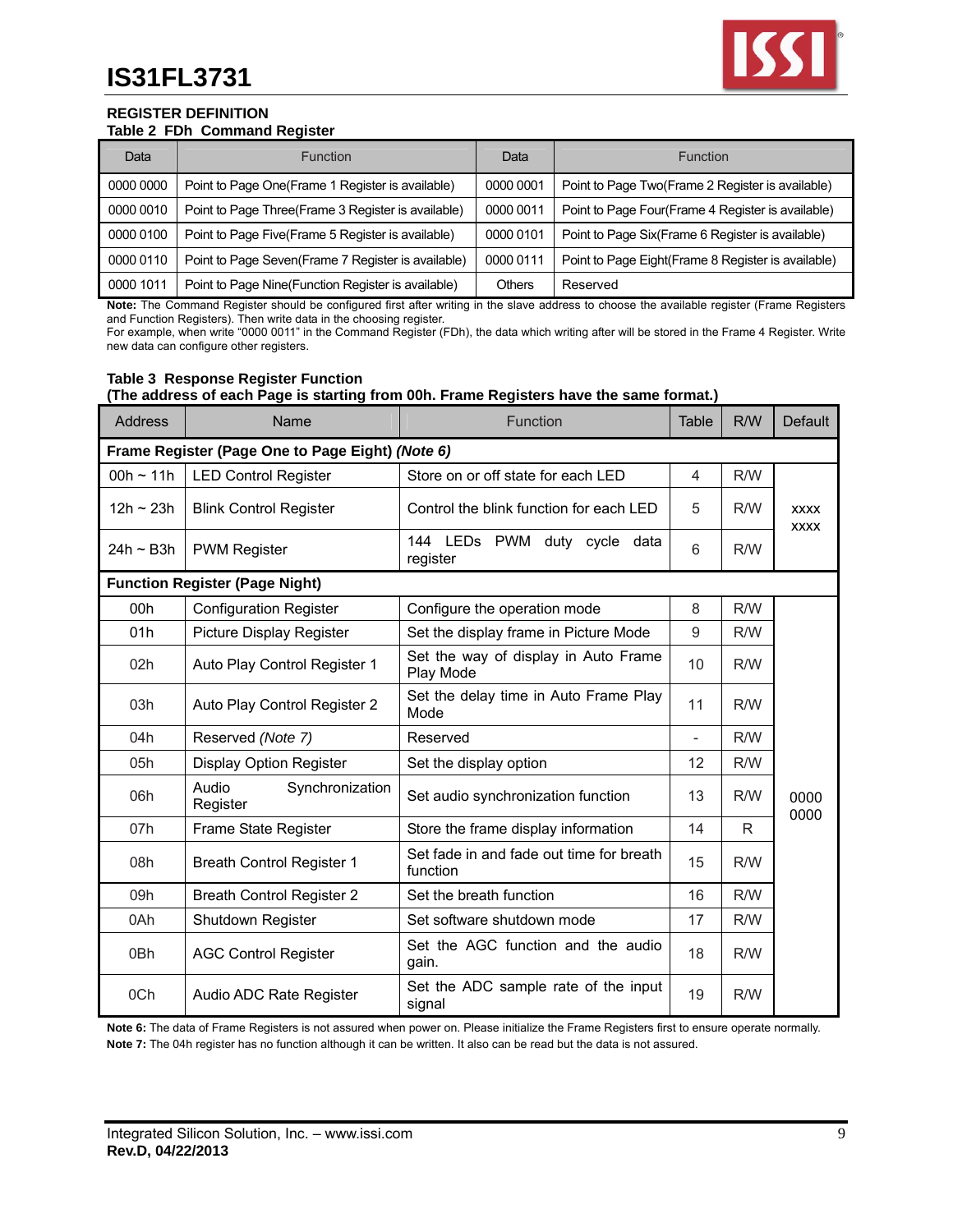## REGISTER DEFINITION

**Table 2 FDh Command Register**

| Data | Function | Data | Function |
|---|---|---|---|
| 0000 0000 | Point to Page One(Frame 1 Register is available) | 0000 0001 | Point to Page Two(Frame 2 Register is available) |
| 0000 0010 | Point to Page Three(Frame 3 Register is available) | 0000 0011 | Point to Page Four(Frame 4 Register is available) |
| 0000 0100 | Point to Page Five(Frame 5 Register is available) | 0000 0101 | Point to Page Six(Frame 6 Register is available) |
| 0000 0110 | Point to Page Seven(Frame 7 Register is available) | 0000 0111 | Point to Page Eight(Frame 8 Register is available) |
| 0000 1011 | Point to Page Nine(Function Register is available) | Others | Reserved |

**Note:** The Command Register should be configured first after writing in the slave address to choose the available register (Frame Registers and Function Registers). Then write data in the choosing register.
For example, when write "0000 0011" in the Command Register (FDh), the data which writing after will be stored in the Frame 4 Register. Write new data can configure other registers.

**Table 3 Response Register Function**
**(The address of each Page is starting from 00h. Frame Registers have the same format.)**

| Address | Name | Function | Table | R/W | Default |
|---|---|---|---|---|---|
| **Frame Register (Page One to Page Eight) *(Note 6)*** | | | | | |
| 00h ~ 11h | LED Control Register | Store on or off state for each LED | 4 | R/W | xxxx xxxx |
| 12h ~ 23h | Blink Control Register | Control the blink function for each LED | 5 | R/W | |
| 24h ~ B3h | PWM Register | 144 LEDs PWM duty cycle data register | 6 | R/W | |
| **Function Register (Page Night)** | | | | | |
| 00h | Configuration Register | Configure the operation mode | 8 | R/W | 0000 0000 |
| 01h | Picture Display Register | Set the display frame in Picture Mode | 9 | R/W | |
| 02h | Auto Play Control Register 1 | Set the way of display in Auto Frame Play Mode | 10 | R/W | |
| 03h | Auto Play Control Register 2 | Set the delay time in Auto Frame Play Mode | 11 | R/W | |
| 04h | Reserved *(Note 7)* | Reserved | - | R/W | |
| 05h | Display Option Register | Set the display option | 12 | R/W | |
| 06h | Audio Synchronization Register | Set audio synchronization function | 13 | R/W | |
| 07h | Frame State Register | Store the frame display information | 14 | R | |
| 08h | Breath Control Register 1 | Set fade in and fade out time for breath function | 15 | R/W | |
| 09h | Breath Control Register 2 | Set the breath function | 16 | R/W | |
| 0Ah | Shutdown Register | Set software shutdown mode | 17 | R/W | |
| 0Bh | AGC Control Register | Set the AGC function and the audio gain. | 18 | R/W | |
| 0Ch | Audio ADC Rate Register | Set the ADC sample rate of the input signal | 19 | R/W | |

**Note 6:** The data of Frame Registers is not assured when power on. Please initialize the Frame Registers first to ensure operate normally.
**Note 7:** The 04h register has no function although it can be written. It also can be read but the data is not assured.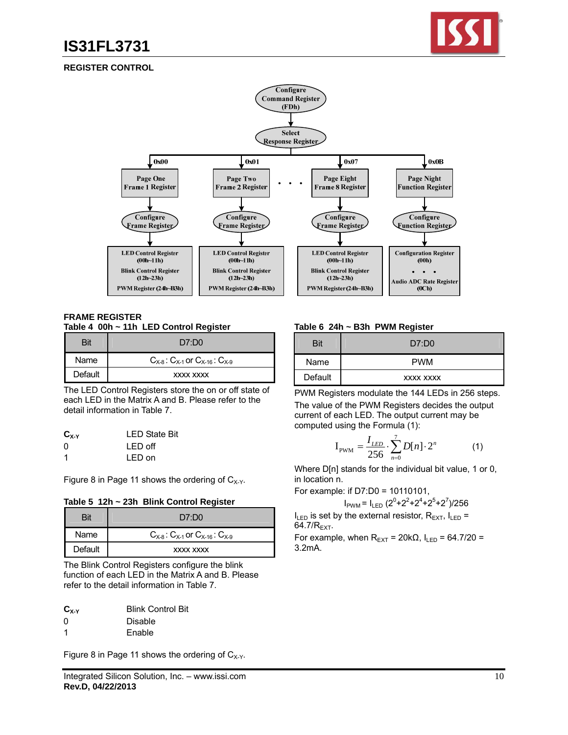## REGISTER CONTROL

Configure Command Register (FDh)

Select Response Register

0x00 — Page One Frame 1 Register → Configure Frame Register → LED Control Register (00h~11h), Blink Control Register (12h~23h), PWM Register (24h~B3h)

0x01 — Page Two Frame 2 Register → Configure Frame Register → LED Control Register (00h~11h), Blink Control Register (12h~23h), PWM Register (24h~B3h)

. . .

0x07 — Page Eight Frame 8 Register → Configure Frame Register → LED Control Register (00h~11h), Blink Control Register (12h~23h), PWM Register (24h~B3h)

0x0B — Page Night Function Register → Configure Function Register → Configuration Register (00h), . . ., Audio ADC Rate Register (0Ch)

### FRAME REGISTER

**Table 4 00h ~ 11h LED Control Register**

| Bit | D7:D0 |
|---|---|
| Name | $C_{X-8}:C_{X-1}$ or $C_{X-16}:C_{X-9}$ |
| Default | xxxx xxxx |

The LED Control Registers store the on or off state of each LED in the Matrix A and B. Please refer to the detail information in Table 7.

| $C_{X-Y}$ | LED State Bit |
|---|---|
| 0 | LED off |
| 1 | LED on |

Figure 8 in Page 11 shows the ordering of $C_{X-Y}$.

**Table 5 12h ~ 23h Blink Control Register**

| Bit | D7:D0 |
|---|---|
| Name | $C_{X-8}:C_{X-1}$ or $C_{X-16}:C_{X-9}$ |
| Default | xxxx xxxx |

The Blink Control Registers configure the blink function of each LED in the Matrix A and B. Please refer to the detail information in Table 7.

| $C_{X-Y}$ | Blink Control Bit |
|---|---|
| 0 | Disable |
| 1 | Enable |

Figure 8 in Page 11 shows the ordering of $C_{X-Y}$.

**Table 6 24h ~ B3h PWM Register**

| Bit | D7:D0 |
|---|---|
| Name | PWM |
| Default | xxxx xxxx |

PWM Registers modulate the 144 LEDs in 256 steps.

The value of the PWM Registers decides the output current of each LED. The output current may be computed using the Formula (1):

$$I_{PWM} = \frac{I_{LED}}{256} \cdot \sum_{n=0}^{7} D[n] \cdot 2^n \qquad (1)$$

Where D[n] stands for the individual bit value, 1 or 0, in location n.

For example: if D7:D0 = 10110101,

$$I_{PWM} = I_{LED}\,(2^0+2^2+2^4+2^5+2^7)/256$$

$I_{LED}$ is set by the external resistor, $R_{EXT}$, $I_{LED} = 64.7/R_{EXT}$.

For example, when $R_{EXT} = 20\text{k}\Omega$, $I_{LED} = 64.7/20 = 3.2\text{mA}$.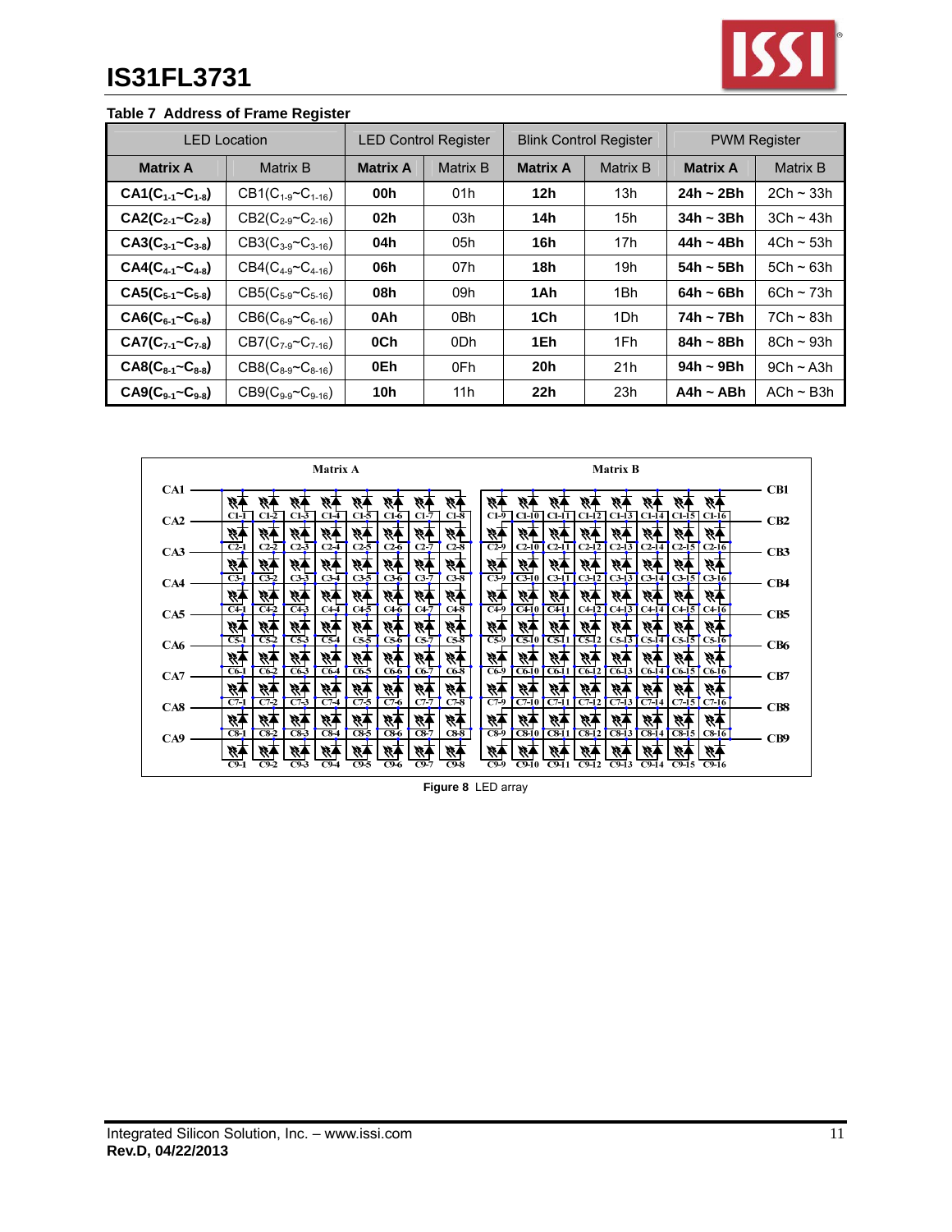**Table 7 Address of Frame Register**

| LED Location | | LED Control Register | | Blink Control Register | | PWM Register | |
|---|---|---|---|---|---|---|---|
| **Matrix A** | Matrix B | **Matrix A** | Matrix B | **Matrix A** | Matrix B | **Matrix A** | Matrix B |
| **CA1($C_{1-1}$~$C_{1-8}$)** | CB1($C_{1-9}$~$C_{1-16}$) | **00h** | 01h | **12h** | 13h | **24h ~ 2Bh** | 2Ch ~ 33h |
| **CA2($C_{2-1}$~$C_{2-8}$)** | CB2($C_{2-9}$~$C_{2-16}$) | **02h** | 03h | **14h** | 15h | **34h ~ 3Bh** | 3Ch ~ 43h |
| **CA3($C_{3-1}$~$C_{3-8}$)** | CB3($C_{3-9}$~$C_{3-16}$) | **04h** | 05h | **16h** | 17h | **44h ~ 4Bh** | 4Ch ~ 53h |
| **CA4($C_{4-1}$~$C_{4-8}$)** | CB4($C_{4-9}$~$C_{4-16}$) | **06h** | 07h | **18h** | 19h | **54h ~ 5Bh** | 5Ch ~ 63h |
| **CA5($C_{5-1}$~$C_{5-8}$)** | CB5($C_{5-9}$~$C_{5-16}$) | **08h** | 09h | **1Ah** | 1Bh | **64h ~ 6Bh** | 6Ch ~ 73h |
| **CA6($C_{6-1}$~$C_{6-8}$)** | CB6($C_{6-9}$~$C_{6-16}$) | **0Ah** | 0Bh | **1Ch** | 1Dh | **74h ~ 7Bh** | 7Ch ~ 83h |
| **CA7($C_{7-1}$~$C_{7-8}$)** | CB7($C_{7-9}$~$C_{7-16}$) | **0Ch** | 0Dh | **1Eh** | 1Fh | **84h ~ 8Bh** | 8Ch ~ 93h |
| **CA8($C_{8-1}$~$C_{8-8}$)** | CB8($C_{8-9}$~$C_{8-16}$) | **0Eh** | 0Fh | **20h** | 21h | **94h ~ 9Bh** | 9Ch ~ A3h |
| **CA9($C_{9-1}$~$C_{9-8}$)** | CB9($C_{9-9}$~$C_{9-16}$) | **10h** | 11h | **22h** | 23h | **A4h ~ ABh** | ACh ~ B3h |

**Figure 8** LED array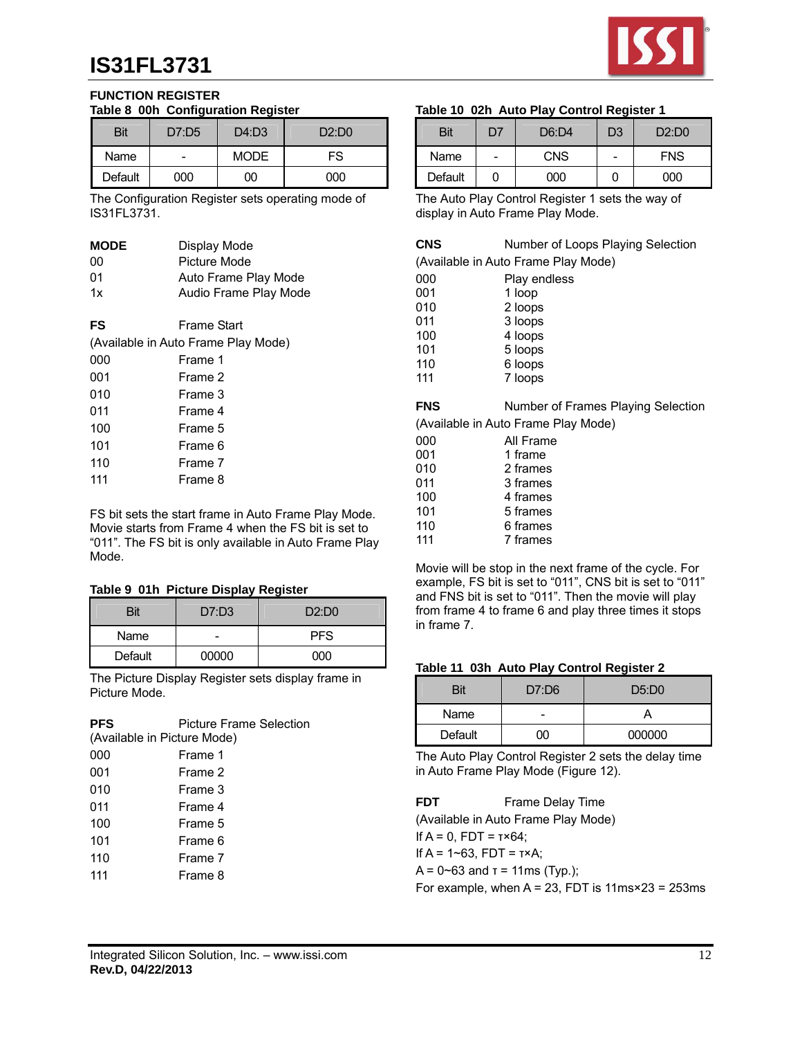## FUNCTION REGISTER

**Table 8 00h Configuration Register**

| Bit | D7:D5 | D4:D3 | D2:D0 |
|---|---|---|---|
| Name | - | MODE | FS |
| Default | 000 | 00 | 000 |

The Configuration Register sets operating mode of IS31FL3731.

| **MODE** | Display Mode |
|---|---|
| 00 | Picture Mode |
| 01 | Auto Frame Play Mode |
| 1x | Audio Frame Play Mode |

**FS** Frame Start
(Available in Auto Frame Play Mode)

| | |
|---|---|
| 000 | Frame 1 |
| 001 | Frame 2 |
| 010 | Frame 3 |
| 011 | Frame 4 |
| 100 | Frame 5 |
| 101 | Frame 6 |
| 110 | Frame 7 |
| 111 | Frame 8 |

FS bit sets the start frame in Auto Frame Play Mode. Movie starts from Frame 4 when the FS bit is set to "011". The FS bit is only available in Auto Frame Play Mode.

**Table 9 01h Picture Display Register**

| Bit | D7:D3 | D2:D0 |
|---|---|---|
| Name | - | PFS |
| Default | 00000 | 000 |

The Picture Display Register sets display frame in Picture Mode.

**PFS** Picture Frame Selection
(Available in Picture Mode)

| | |
|---|---|
| 000 | Frame 1 |
| 001 | Frame 2 |
| 010 | Frame 3 |
| 011 | Frame 4 |
| 100 | Frame 5 |
| 101 | Frame 6 |
| 110 | Frame 7 |
| 111 | Frame 8 |

**Table 10 02h Auto Play Control Register 1**

| Bit | D7 | D6:D4 | D3 | D2:D0 |
|---|---|---|---|---|
| Name | - | CNS | - | FNS |
| Default | 0 | 000 | 0 | 000 |

The Auto Play Control Register 1 sets the way of display in Auto Frame Play Mode.

**CNS** Number of Loops Playing Selection
(Available in Auto Frame Play Mode)

| | |
|---|---|
| 000 | Play endless |
| 001 | 1 loop |
| 010 | 2 loops |
| 011 | 3 loops |
| 100 | 4 loops |
| 101 | 5 loops |
| 110 | 6 loops |
| 111 | 7 loops |

**FNS** Number of Frames Playing Selection
(Available in Auto Frame Play Mode)

| | |
|---|---|
| 000 | All Frame |
| 001 | 1 frame |
| 010 | 2 frames |
| 011 | 3 frames |
| 100 | 4 frames |
| 101 | 5 frames |
| 110 | 6 frames |
| 111 | 7 frames |

Movie will be stop in the next frame of the cycle. For example, FS bit is set to "011", CNS bit is set to "011" and FNS bit is set to "011". Then the movie will play from frame 4 to frame 6 and play three times it stops in frame 7.

**Table 11 03h Auto Play Control Register 2**

| Bit | D7:D6 | D5:D0 |
|---|---|---|
| Name | - | A |
| Default | 00 | 000000 |

The Auto Play Control Register 2 sets the delay time in Auto Frame Play Mode (Figure 12).

**FDT** Frame Delay Time
(Available in Auto Frame Play Mode)
If A = 0, FDT = $\tau \times 64$;
If A = 1~63, FDT = $\tau \times A$;
A = 0~63 and $\tau$ = 11ms (Typ.);
For example, when A = 23, FDT is 11ms×23 = 253ms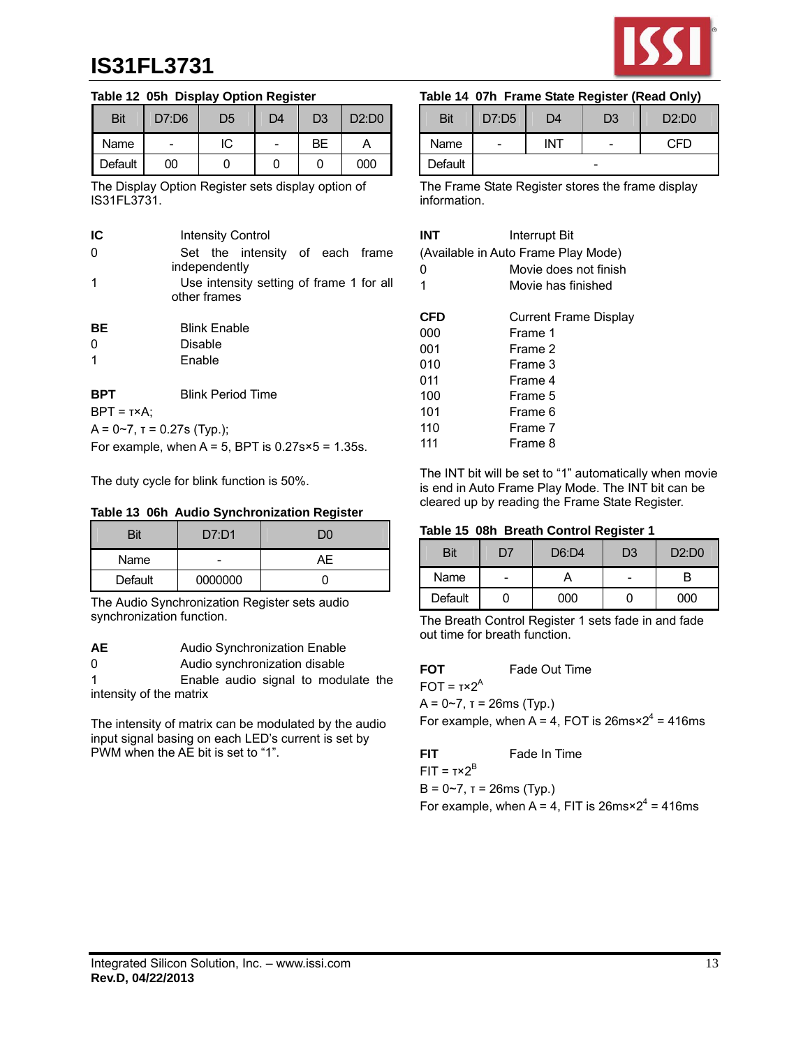# IS31FL3731

**Table 12 05h Display Option Register**

| Bit | D7:D6 | D5 | D4 | D3 | D2:D0 |
|---|---|---|---|---|---|
| Name | - | IC | - | BE | A |
| Default | 00 | 0 | 0 | 0 | 000 |

The Display Option Register sets display option of IS31FL3731.

**IC** Intensity Control
0 Set the intensity of each frame independently
1 Use intensity setting of frame 1 for all other frames

**BE** Blink Enable
0 Disable
1 Enable

**BPT** Blink Period Time
BPT = τ×A;
A = 0~7, τ = 0.27s (Typ.);
For example, when A = 5, BPT is 0.27s×5 = 1.35s.

The duty cycle for blink function is 50%.

**Table 13 06h Audio Synchronization Register**

| Bit | D7:D1 | D0 |
|---|---|---|
| Name | - | AE |
| Default | 0000000 | 0 |

The Audio Synchronization Register sets audio synchronization function.

**AE** Audio Synchronization Enable
0 Audio synchronization disable
1 Enable audio signal to modulate the intensity of the matrix

The intensity of matrix can be modulated by the audio input signal basing on each LED's current is set by PWM when the AE bit is set to "1".

**Table 14 07h Frame State Register (Read Only)**

| Bit | D7:D5 | D4 | D3 | D2:D0 |
|---|---|---|---|---|
| Name | - | INT | - | CFD |
| Default | - | | | |

The Frame State Register stores the frame display information.

**INT** Interrupt Bit
(Available in Auto Frame Play Mode)
0 Movie does not finish
1 Movie has finished

**CFD** Current Frame Display
000 Frame 1
001 Frame 2
010 Frame 3
011 Frame 4
100 Frame 5
101 Frame 6
110 Frame 7
111 Frame 8

The INT bit will be set to "1" automatically when movie is end in Auto Frame Play Mode. The INT bit can be cleared up by reading the Frame State Register.

**Table 15 08h Breath Control Register 1**

| Bit | D7 | D6:D4 | D3 | D2:D0 |
|---|---|---|---|---|
| Name | - | A | - | B |
| Default | 0 | 000 | 0 | 000 |

The Breath Control Register 1 sets fade in and fade out time for breath function.

**FOT** Fade Out Time
FOT = $τ×2^A$
A = 0~7, τ = 26ms (Typ.)
For example, when A = 4, FOT is $26ms×2^4$ = 416ms

**FIT** Fade In Time
FIT = $τ×2^B$
B = 0~7, τ = 26ms (Typ.)
For example, when A = 4, FIT is $26ms×2^4$ = 416ms

Integrated Silicon Solution, Inc. – www.issi.com
**Rev.D, 04/22/2013**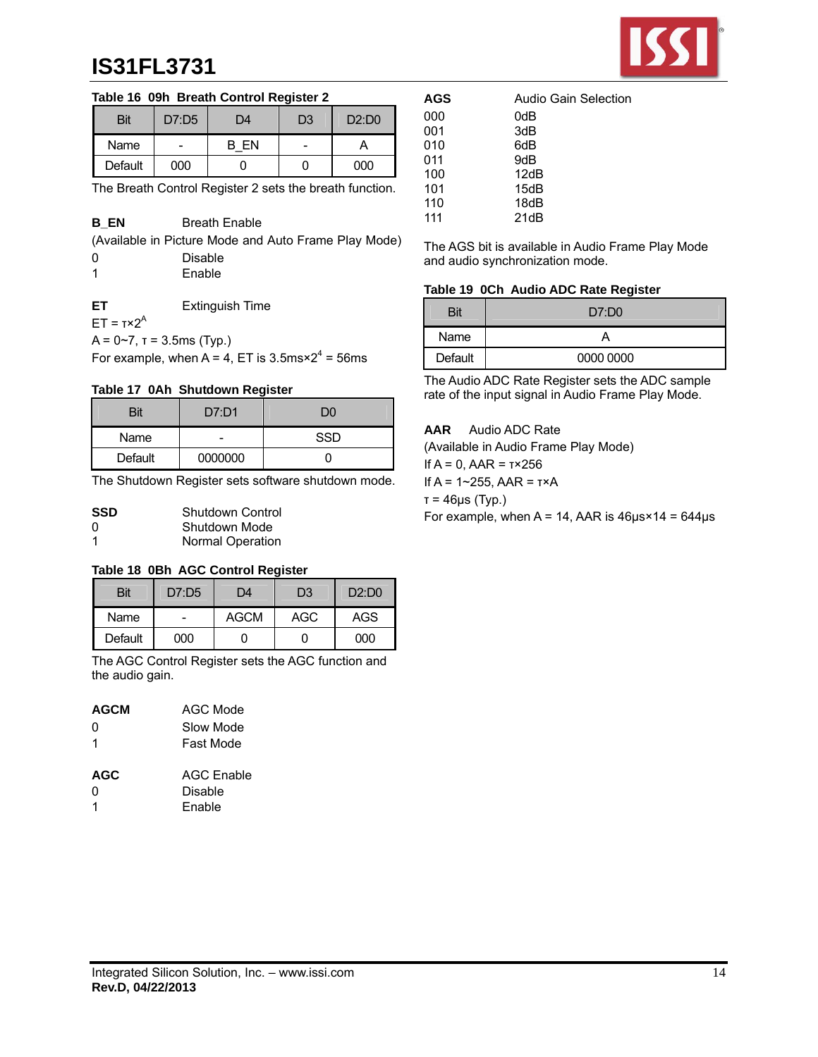**Table 16 09h Breath Control Register 2**

| Bit | D7:D5 | D4 | D3 | D2:D0 |
|---|---|---|---|---|
| Name | - | B_EN | - | A |
| Default | 000 | 0 | 0 | 000 |

The Breath Control Register 2 sets the breath function.

**B_EN** Breath Enable
(Available in Picture Mode and Auto Frame Play Mode)
0 Disable
1 Enable

**ET** Extinguish Time
$ET = \tau \times 2^A$
$A = 0\sim7$, $\tau = 3.5ms$ (Typ.)
For example, when $A = 4$, ET is $3.5ms \times 2^4 = 56ms$

**Table 17 0Ah Shutdown Register**

| Bit | D7:D1 | D0 |
|---|---|---|
| Name | - | SSD |
| Default | 0000000 | 0 |

The Shutdown Register sets software shutdown mode.

**SSD** Shutdown Control
0 Shutdown Mode
1 Normal Operation

**Table 18 0Bh AGC Control Register**

| Bit | D7:D5 | D4 | D3 | D2:D0 |
|---|---|---|---|---|
| Name | - | AGCM | AGC | AGS |
| Default | 000 | 0 | 0 | 000 |

The AGC Control Register sets the AGC function and the audio gain.

**AGCM** AGC Mode
0 Slow Mode
1 Fast Mode

**AGC** AGC Enable
0 Disable
1 Enable

**AGS** Audio Gain Selection
000 0dB
001 3dB
010 6dB
011 9dB
100 12dB
101 15dB
110 18dB
111 21dB

The AGS bit is available in Audio Frame Play Mode and audio synchronization mode.

**Table 19 0Ch Audio ADC Rate Register**

| Bit | D7:D0 |
|---|---|
| Name | A |
| Default | 0000 0000 |

The Audio ADC Rate Register sets the ADC sample rate of the input signal in Audio Frame Play Mode.

**AAR** Audio ADC Rate
(Available in Audio Frame Play Mode)
If $A = 0$, $AAR = \tau \times 256$
If $A = 1\sim255$, $AAR = \tau \times A$
$\tau = 46\mu s$ (Typ.)
For example, when $A = 14$, AAR is $46\mu s \times 14 = 644\mu s$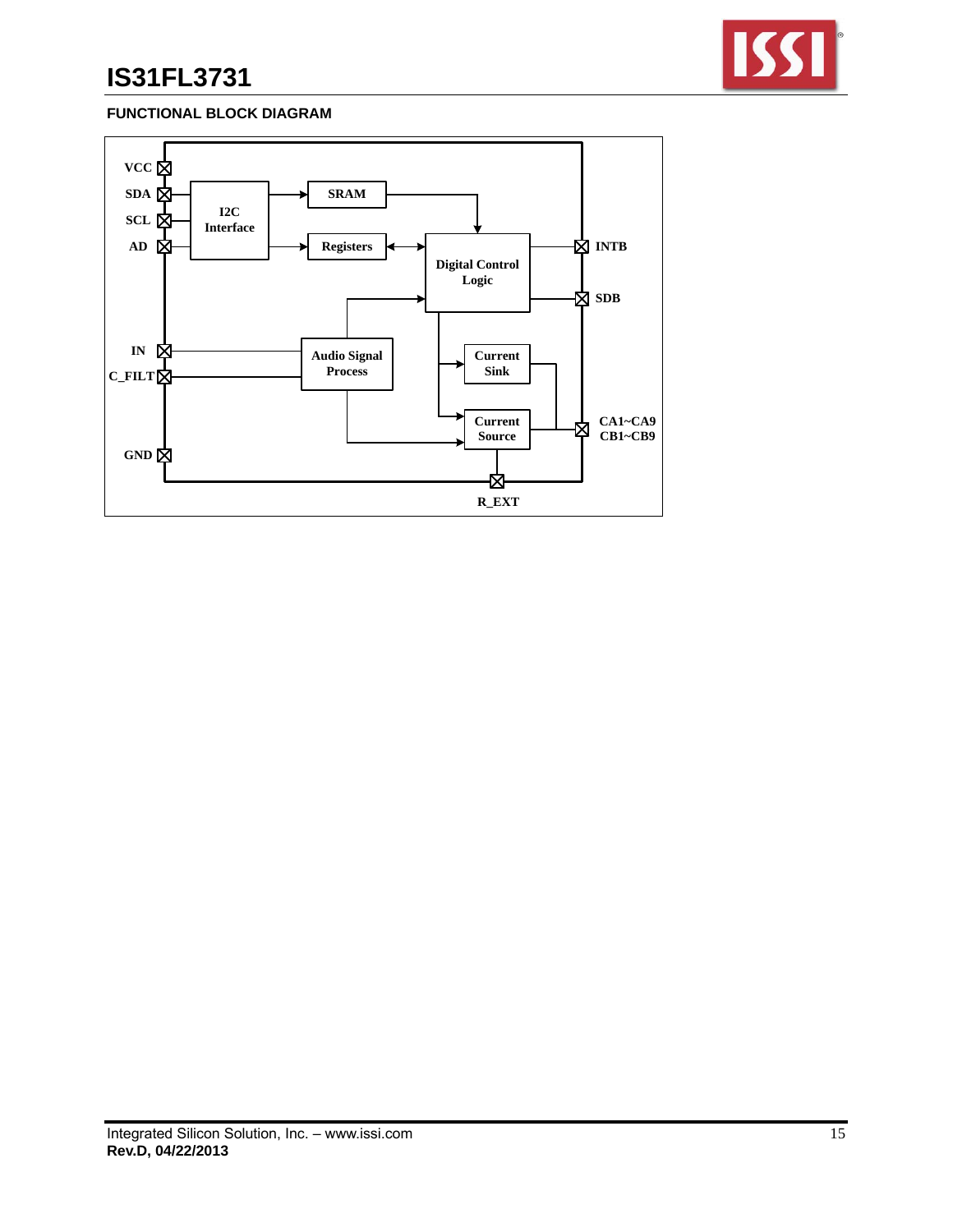## FUNCTIONAL BLOCK DIAGRAM

VCC
SDA
SCL
AD
I2C Interface
SRAM
Registers
Digital Control Logic
INTB
SDB
IN
C_FILT
Audio Signal Process
Current Sink
Current Source
CA1~CA9
CB1~CB9
GND
R_EXT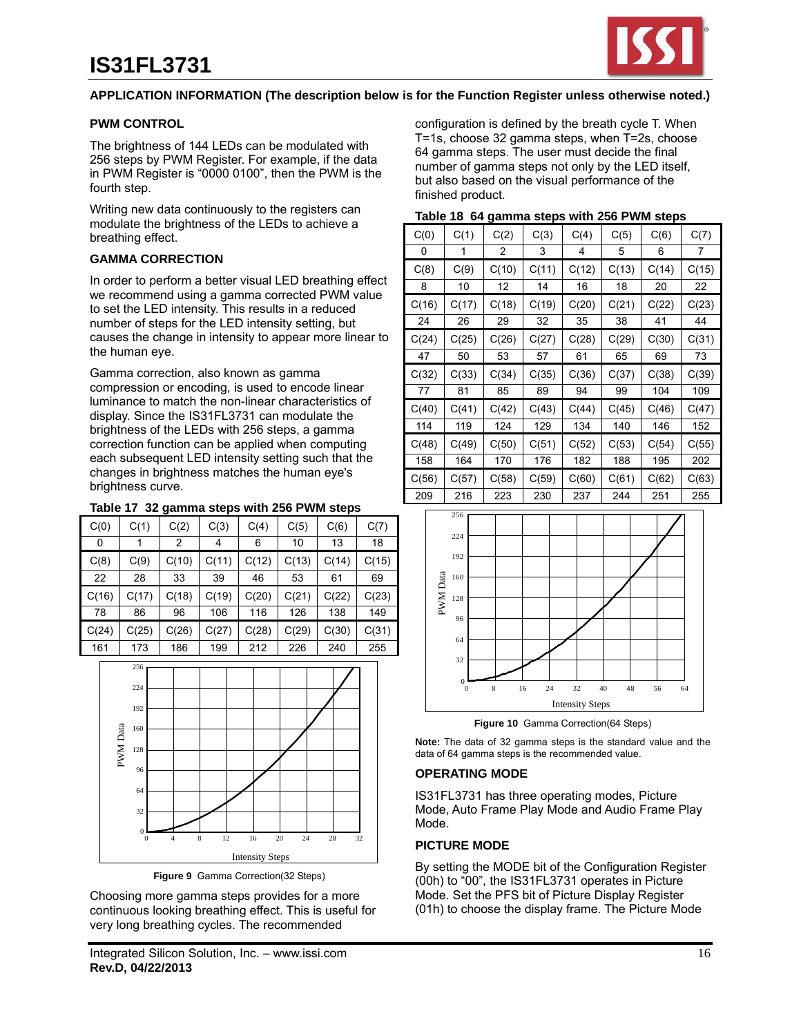## APPLICATION INFORMATION (The description below is for the Function Register unless otherwise noted.)

### PWM CONTROL

The brightness of 144 LEDs can be modulated with 256 steps by PWM Register. For example, if the data in PWM Register is "0000 0100", then the PWM is the fourth step.

Writing new data continuously to the registers can modulate the brightness of the LEDs to achieve a breathing effect.

### GAMMA CORRECTION

In order to perform a better visual LED breathing effect we recommend using a gamma corrected PWM value to set the LED intensity. This results in a reduced number of steps for the LED intensity setting, but causes the change in intensity to appear more linear to the human eye.

Gamma correction, also known as gamma compression or encoding, is used to encode linear luminance to match the non-linear characteristics of display. Since the IS31FL3731 can modulate the brightness of the LEDs with 256 steps, a gamma correction function can be applied when computing each subsequent LED intensity setting such that the changes in brightness matches the human eye's brightness curve.

**Table 17 32 gamma steps with 256 PWM steps**

| C(0) | C(1) | C(2) | C(3) | C(4) | C(5) | C(6) | C(7) |
|---|---|---|---|---|---|---|---|
| 0 | 1 | 2 | 4 | 6 | 10 | 13 | 18 |
| C(8) | C(9) | C(10) | C(11) | C(12) | C(13) | C(14) | C(15) |
| 22 | 28 | 33 | 39 | 46 | 53 | 61 | 69 |
| C(16) | C(17) | C(18) | C(19) | C(20) | C(21) | C(22) | C(23) |
| 78 | 86 | 96 | 106 | 116 | 126 | 138 | 149 |
| C(24) | C(25) | C(26) | C(27) | C(28) | C(29) | C(30) | C(31) |
| 161 | 173 | 186 | 199 | 212 | 226 | 240 | 255 |

**Figure 9** Gamma Correction(32 Steps)

Choosing more gamma steps provides for a more continuous looking breathing effect. This is useful for very long breathing cycles. The recommended configuration is defined by the breath cycle T. When T=1s, choose 32 gamma steps, when T=2s, choose 64 gamma steps. The user must decide the final number of gamma steps not only by the LED itself, but also based on the visual performance of the finished product.

**Table 18 64 gamma steps with 256 PWM steps**

| C(0) | C(1) | C(2) | C(3) | C(4) | C(5) | C(6) | C(7) |
|---|---|---|---|---|---|---|---|
| 0 | 1 | 2 | 3 | 4 | 5 | 6 | 7 |
| C(8) | C(9) | C(10) | C(11) | C(12) | C(13) | C(14) | C(15) |
| 8 | 10 | 12 | 14 | 16 | 18 | 20 | 22 |
| C(16) | C(17) | C(18) | C(19) | C(20) | C(21) | C(22) | C(23) |
| 24 | 26 | 29 | 32 | 35 | 38 | 41 | 44 |
| C(24) | C(25) | C(26) | C(27) | C(28) | C(29) | C(30) | C(31) |
| 47 | 50 | 53 | 57 | 61 | 65 | 69 | 73 |
| C(32) | C(33) | C(34) | C(35) | C(36) | C(37) | C(38) | C(39) |
| 77 | 81 | 85 | 89 | 94 | 99 | 104 | 109 |
| C(40) | C(41) | C(42) | C(43) | C(44) | C(45) | C(46) | C(47) |
| 114 | 119 | 124 | 129 | 134 | 140 | 146 | 152 |
| C(48) | C(49) | C(50) | C(51) | C(52) | C(53) | C(54) | C(55) |
| 158 | 164 | 170 | 176 | 182 | 188 | 195 | 202 |
| C(56) | C(57) | C(58) | C(59) | C(60) | C(61) | C(62) | C(63) |
| 209 | 216 | 223 | 230 | 237 | 244 | 251 | 255 |

**Figure 10** Gamma Correction(64 Steps)

**Note:** The data of 32 gamma steps is the standard value and the data of 64 gamma steps is the recommended value.

### OPERATING MODE

IS31FL3731 has three operating modes, Picture Mode, Auto Frame Play Mode and Audio Frame Play Mode.

### PICTURE MODE

By setting the MODE bit of the Configuration Register (00h) to "00", the IS31FL3731 operates in Picture Mode. Set the PFS bit of Picture Display Register (01h) to choose the display frame. The Picture Mode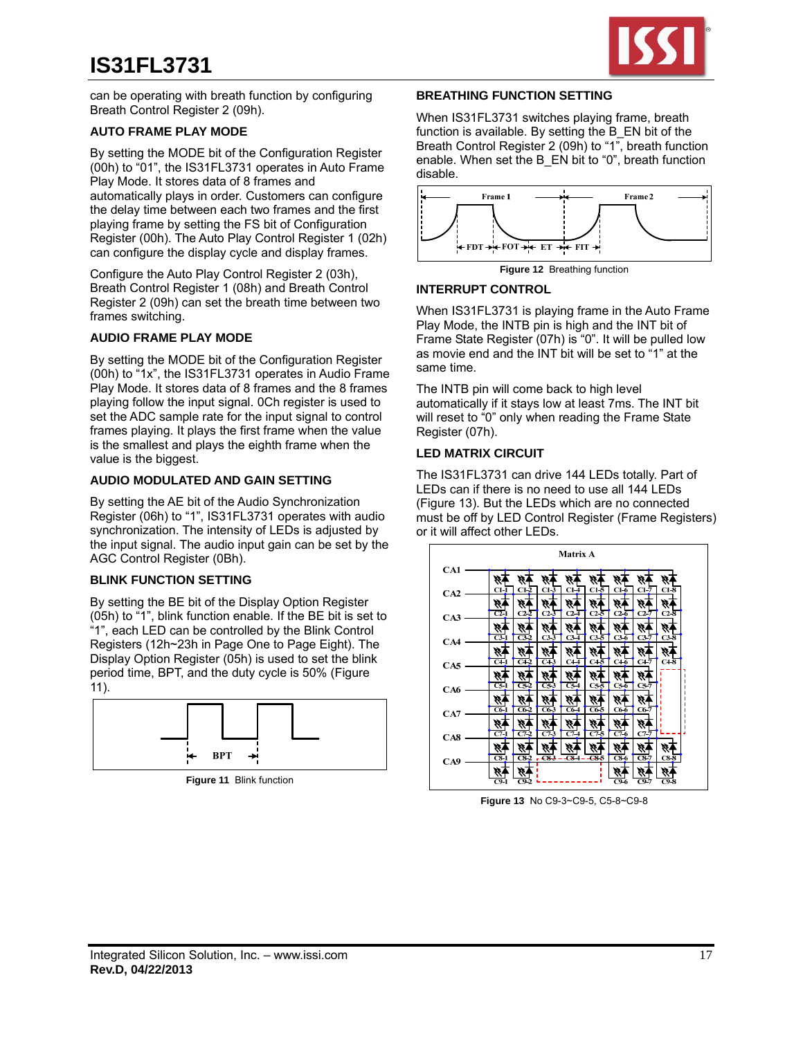can be operating with breath function by configuring Breath Control Register 2 (09h).

## AUTO FRAME PLAY MODE

By setting the MODE bit of the Configuration Register (00h) to “01”, the IS31FL3731 operates in Auto Frame Play Mode. It stores data of 8 frames and automatically plays in order. Customers can configure the delay time between each two frames and the first playing frame by setting the FS bit of Configuration Register (00h). The Auto Play Control Register 1 (02h) can configure the display cycle and display frames.

Configure the Auto Play Control Register 2 (03h), Breath Control Register 1 (08h) and Breath Control Register 2 (09h) can set the breath time between two frames switching.

## AUDIO FRAME PLAY MODE

By setting the MODE bit of the Configuration Register (00h) to “1x”, the IS31FL3731 operates in Audio Frame Play Mode. It stores data of 8 frames and the 8 frames playing follow the input signal. 0Ch register is used to set the ADC sample rate for the input signal to control frames playing. It plays the first frame when the value is the smallest and plays the eighth frame when the value is the biggest.

## AUDIO MODULATED AND GAIN SETTING

By setting the AE bit of the Audio Synchronization Register (06h) to “1”, IS31FL3731 operates with audio synchronization. The intensity of LEDs is adjusted by the input signal. The audio input gain can be set by the AGC Control Register (0Bh).

## BLINK FUNCTION SETTING

By setting the BE bit of the Display Option Register (05h) to “1”, blink function enable. If the BE bit is set to “1”, each LED can be controlled by the Blink Control Registers (12h~23h in Page One to Page Eight). The Display Option Register (05h) is used to set the blink period time, BPT, and the duty cycle is 50% (Figure 11).

**Figure 11** Blink function

## BREATHING FUNCTION SETTING

When IS31FL3731 switches playing frame, breath function is available. By setting the B_EN bit of the Breath Control Register 2 (09h) to “1”, breath function enable. When set the B_EN bit to “0”, breath function disable.

**Figure 12** Breathing function

## INTERRUPT CONTROL

When IS31FL3731 is playing frame in the Auto Frame Play Mode, the INTB pin is high and the INT bit of Frame State Register (07h) is “0”. It will be pulled low as movie end and the INT bit will be set to “1” at the same time.

The INTB pin will come back to high level automatically if it stays low at least 7ms. The INT bit will reset to “0” only when reading the Frame State Register (07h).

## LED MATRIX CIRCUIT

The IS31FL3731 can drive 144 LEDs totally. Part of LEDs can if there is no need to use all 144 LEDs (Figure 13). But the LEDs which are no connected must be off by LED Control Register (Frame Registers) or it will affect other LEDs.

**Figure 13** No C9-3~C9-5, C5-8~C9-8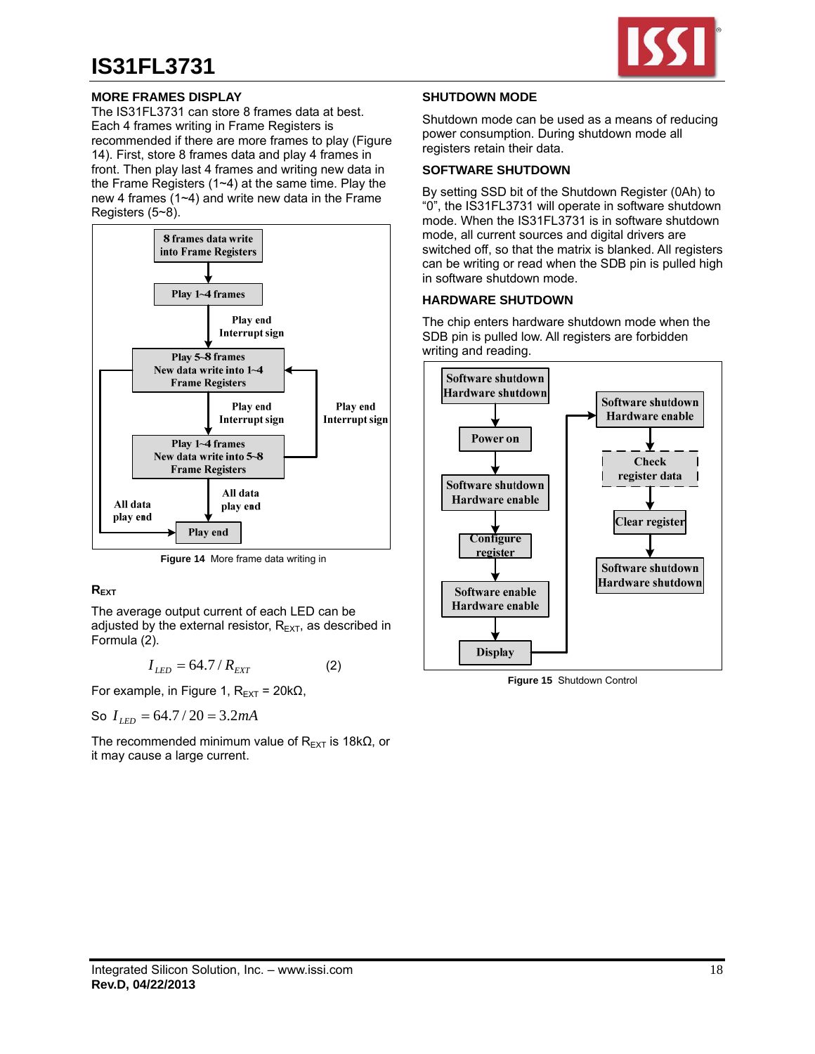## MORE FRAMES DISPLAY

The IS31FL3731 can store 8 frames data at best. Each 4 frames writing in Frame Registers is recommended if there are more frames to play (Figure 14). First, store 8 frames data and play 4 frames in front. Then play last 4 frames and writing new data in the Frame Registers (1~4) at the same time. Play the new 4 frames (1~4) and write new data in the Frame Registers (5~8).

8 frames data write into Frame Registers

Play 1~4 frames

Play end Interrupt sign

Play 5~8 frames New data write into 1~4 Frame Registers

Play end Interrupt sign

Play end Interrupt sign

Play 1~4 frames New data write into 5~8 Frame Registers

All data play end

All data play end

Play end

**Figure 14** More frame data writing in

## $R_{EXT}$

The average output current of each LED can be adjusted by the external resistor, $R_{EXT}$, as described in Formula (2).

$$I_{LED} = 64.7 / R_{EXT} \quad (2)$$

For example, in Figure 1, $R_{EXT}$ = 20kΩ,

So $I_{LED} = 64.7 / 20 = 3.2mA$

The recommended minimum value of $R_{EXT}$ is 18kΩ, or it may cause a large current.

## SHUTDOWN MODE

Shutdown mode can be used as a means of reducing power consumption. During shutdown mode all registers retain their data.

## SOFTWARE SHUTDOWN

By setting SSD bit of the Shutdown Register (0Ah) to "0", the IS31FL3731 will operate in software shutdown mode. When the IS31FL3731 is in software shutdown mode, all current sources and digital drivers are switched off, so that the matrix is blanked. All registers can be writing or read when the SDB pin is pulled high in software shutdown mode.

## HARDWARE SHUTDOWN

The chip enters hardware shutdown mode when the SDB pin is pulled low. All registers are forbidden writing and reading.

Software shutdown Hardware shutdown

Power on

Software shutdown Hardware enable

Configure register

Software enable Hardware enable

Display

Software shutdown Hardware enable

Check register data

Clear register

Software shutdown Hardware shutdown

**Figure 15** Shutdown Control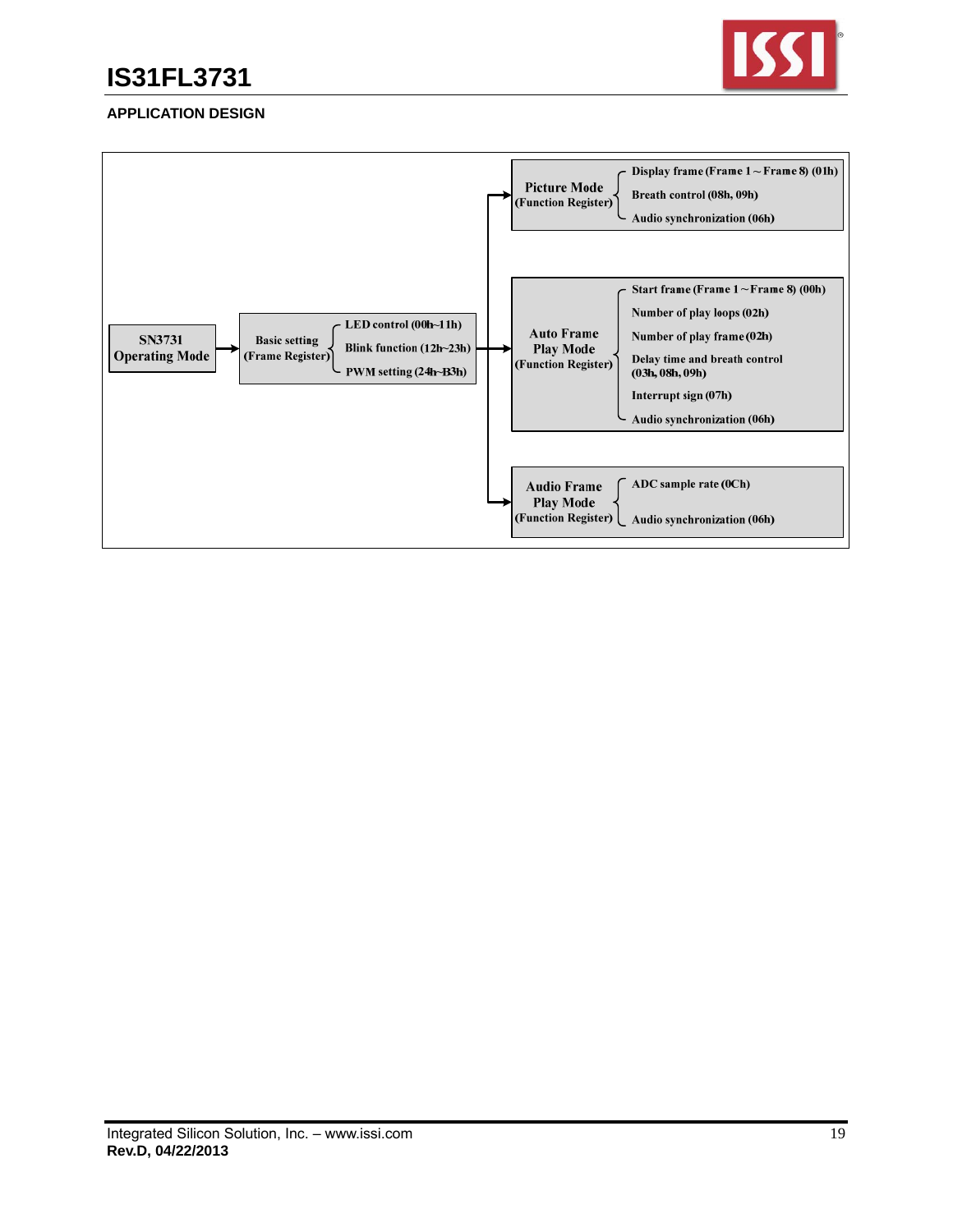## APPLICATION DESIGN

**SN3731 Operating Mode** → **Basic setting (Frame Register)**
- LED control (00h~11h)
- Blink function (12h~23h)
- PWM setting (24h~B3h)

→ **Picture Mode (Function Register)**
- Display frame (Frame 1 ~ Frame 8) (01h)
- Breath control (08h, 09h)
- Audio synchronization (06h)

→ **Auto Frame Play Mode (Function Register)**
- Start frame (Frame 1 ~ Frame 8) (00h)
- Number of play loops (02h)
- Number of play frame (02h)
- Delay time and breath control (03h, 08h, 09h)
- Interrupt sign (07h)
- Audio synchronization (06h)

→ **Audio Frame Play Mode (Function Register)**
- ADC sample rate (0Ch)
- Audio synchronization (06h)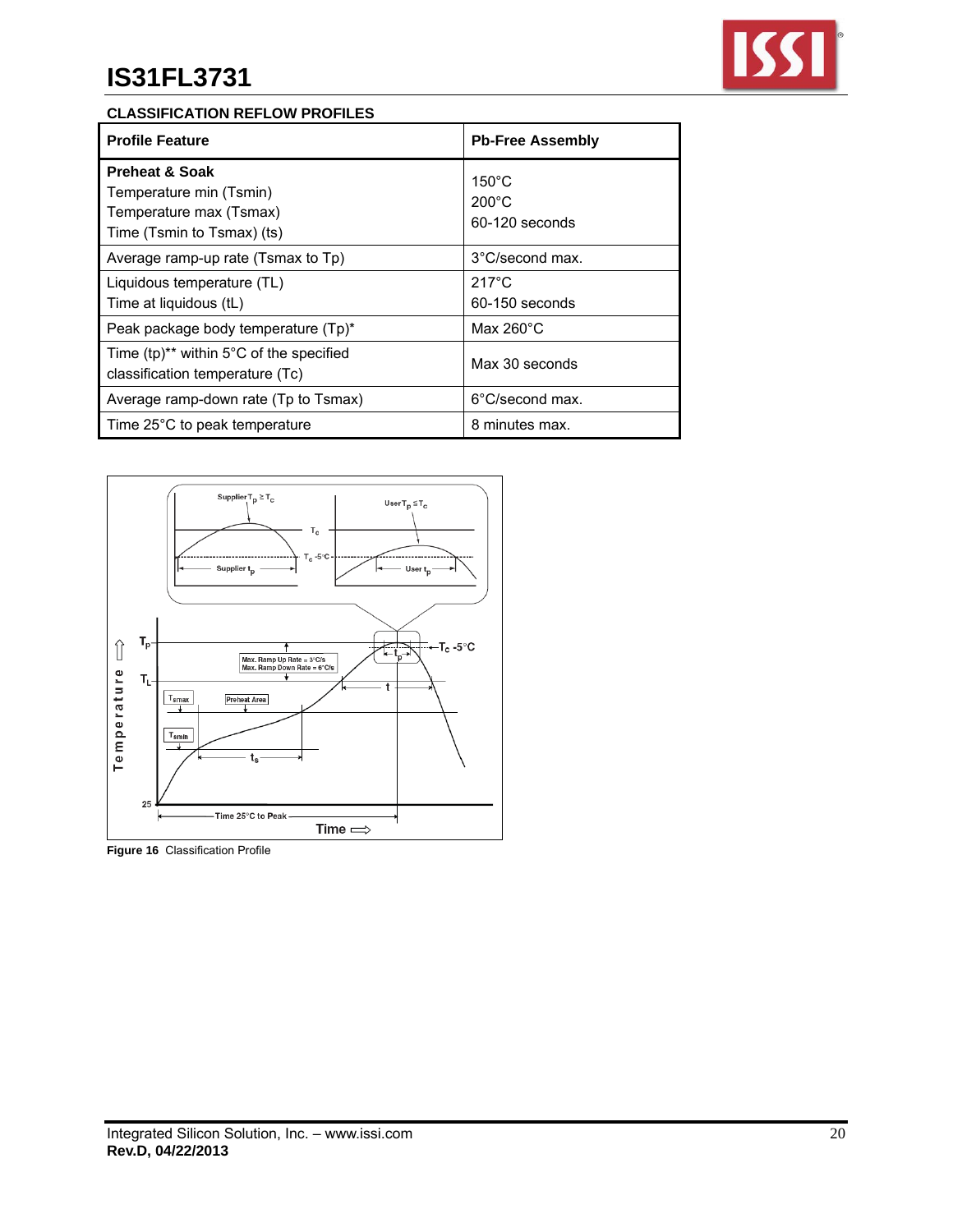## CLASSIFICATION REFLOW PROFILES

| Profile Feature | Pb-Free Assembly |
|---|---|
| **Preheat & Soak**<br>Temperature min (Tsmin)<br>Temperature max (Tsmax)<br>Time (Tsmin to Tsmax) (ts) | <br>150°C<br>200°C<br>60-120 seconds |
| Average ramp-up rate (Tsmax to Tp) | 3°C/second max. |
| Liquidous temperature (TL)<br>Time at liquidous (tL) | 217°C<br>60-150 seconds |
| Peak package body temperature (Tp)* | Max 260°C |
| Time (tp)** within 5°C of the specified classification temperature (Tc) | Max 30 seconds |
| Average ramp-down rate (Tp to Tsmax) | 6°C/second max. |
| Time 25°C to peak temperature | 8 minutes max. |

**Figure 16** Classification Profile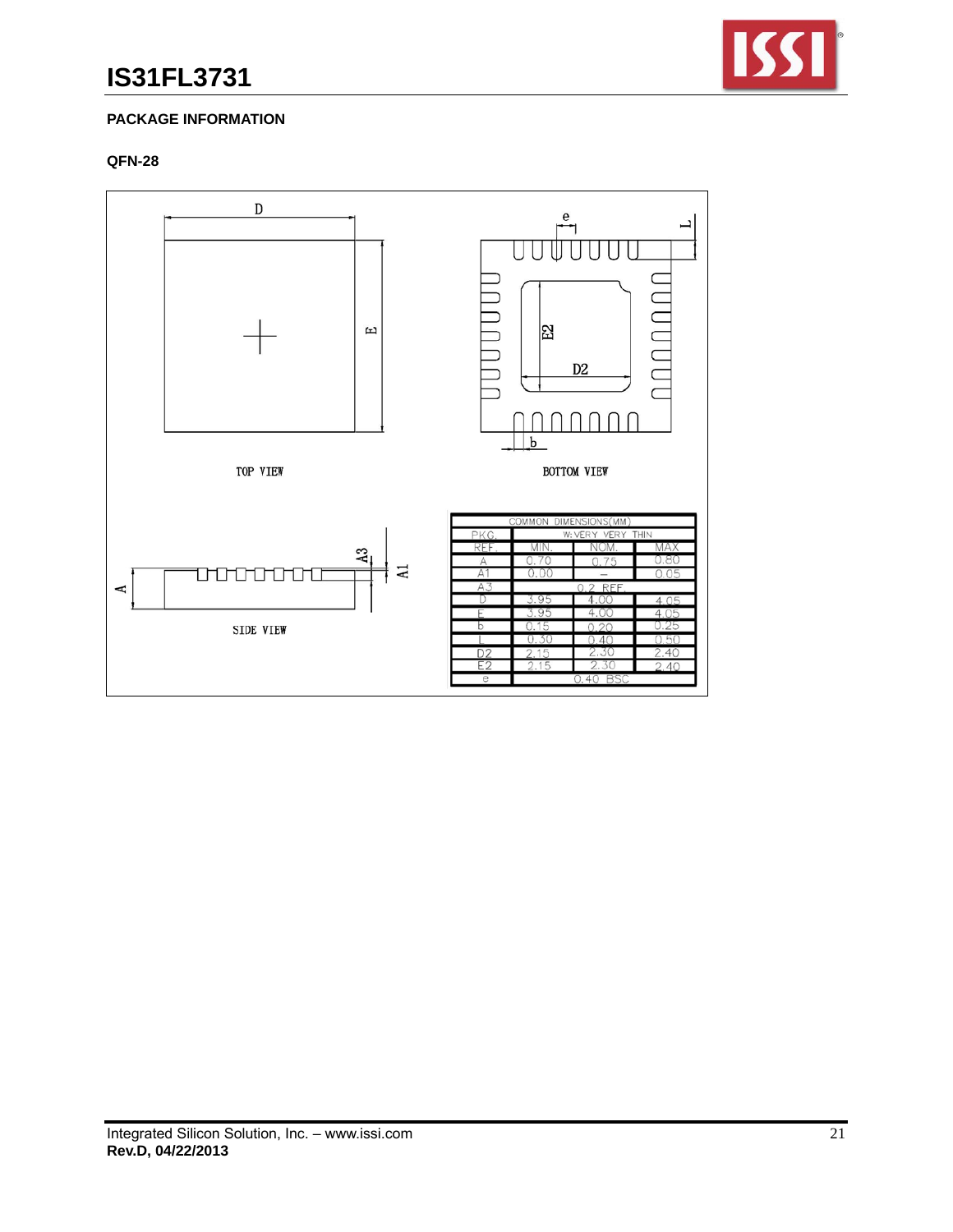## PACKAGE INFORMATION

### QFN-28

TOP VIEW

BOTTOM VIEW

SIDE VIEW

| COMMON DIMENSIONS(MM) | | | |
|---|---|---|---|
| PKG. | W: VERY VERY THIN | | |
| REF. | MIN. | NOM. | MAX |
| A | 0.70 | 0.75 | 0.80 |
| A1 | 0.00 | – | 0.05 |
| A3 | 0.2 REF. | | |
| D | 3.95 | 4.00 | 4.05 |
| E | 3.95 | 4.00 | 4.05 |
| b | 0.15 | 0.20 | 0.25 |
| L | 0.30 | 0.40 | 0.50 |
| D2 | 2.15 | 2.30 | 2.40 |
| E2 | 2.15 | 2.30 | 2.40 |
| e | 0.40 BSC | | |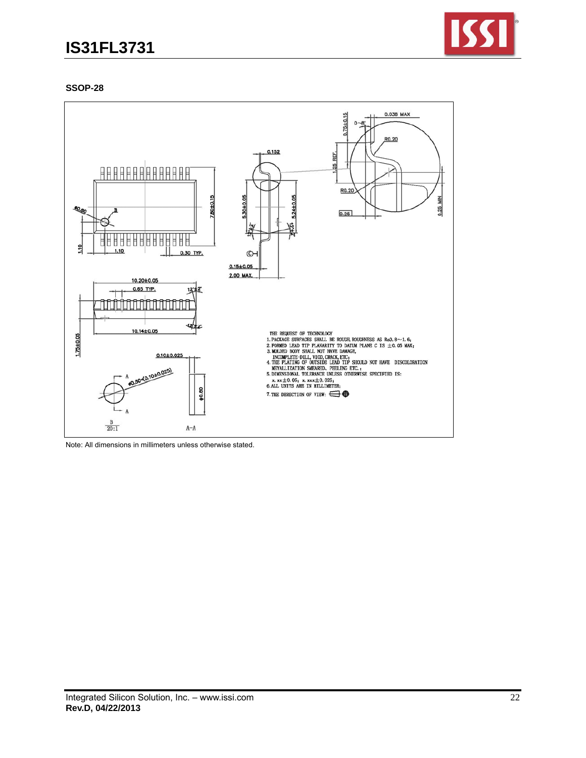## SSOP-28

0.038 MAX

0.75±0.15

0~8°

R0.20

0.152

1.25 REF.

R0.20

0.26

0.25 MIN

Φ0.80

B

7.80±0.15

5.30±0.05

5.24±0.05

12°±2°

12°±2°

1.10

1.10

0.30 TYP.

C

0.15±0.05

2.00 MAX.

10.20±0.05

0.65 TYP.

12°±2°

12°±2°

10.14±0.05

1.75±0.05

0.10±0.025

Φ0.80-(0.10±0.025)

A

A

Φ0.60

B
20:1

A-A

THE REQUEST OF TECHNOLOGY
1. PACKAGE SURFACES SHALL BE ROUGH, ROUGHNESS AS Ra0.8~1.6;
2. FORMED LEAD TIP PLANARITY TO DATUM PLANE C IS ±0.05 MAX;
3. MOLDED BODY SHALL NOT HAVE DAMAGE, INCOMPLETE-DILL, VIOD, CRACK, ETC;
4. THE PLATING OF OUTSIDE LEAD TIP SHOULD NOT HAVE DISCOLORATION METALLIZATION SMEARED, PEELING ETC.;
5. DIMENSIONAL TOLERANCE UNLESS OTHERWISE SPECIFIED IS: x.xx±0.05; x.xxx±0.025;
6. ALL UNITS ARE IN MILLIMETER;
7. THE DERECTION OF VIEW:

Note: All dimensions in millimeters unless otherwise stated.